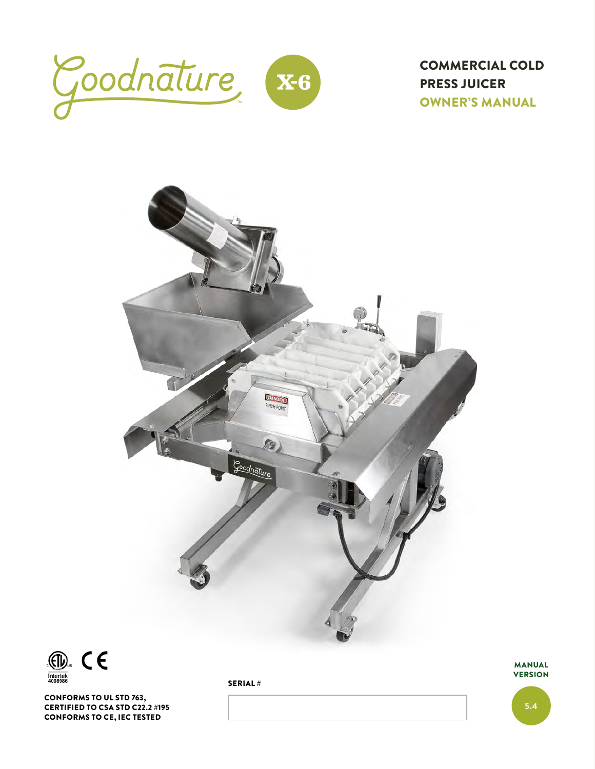Goodnature X-6

# COMMERCIAL COLD PRESS JUICER
## OWNER'S MANUAL

Intertek 4008986

**CONFORMS TO UL STD 763,**
**CERTIFIED TO CSA STD C22.2 #195**
**CONFORMS TO CE, IEC TESTED**

**SERIAL** #

**MANUAL VERSION**

5.4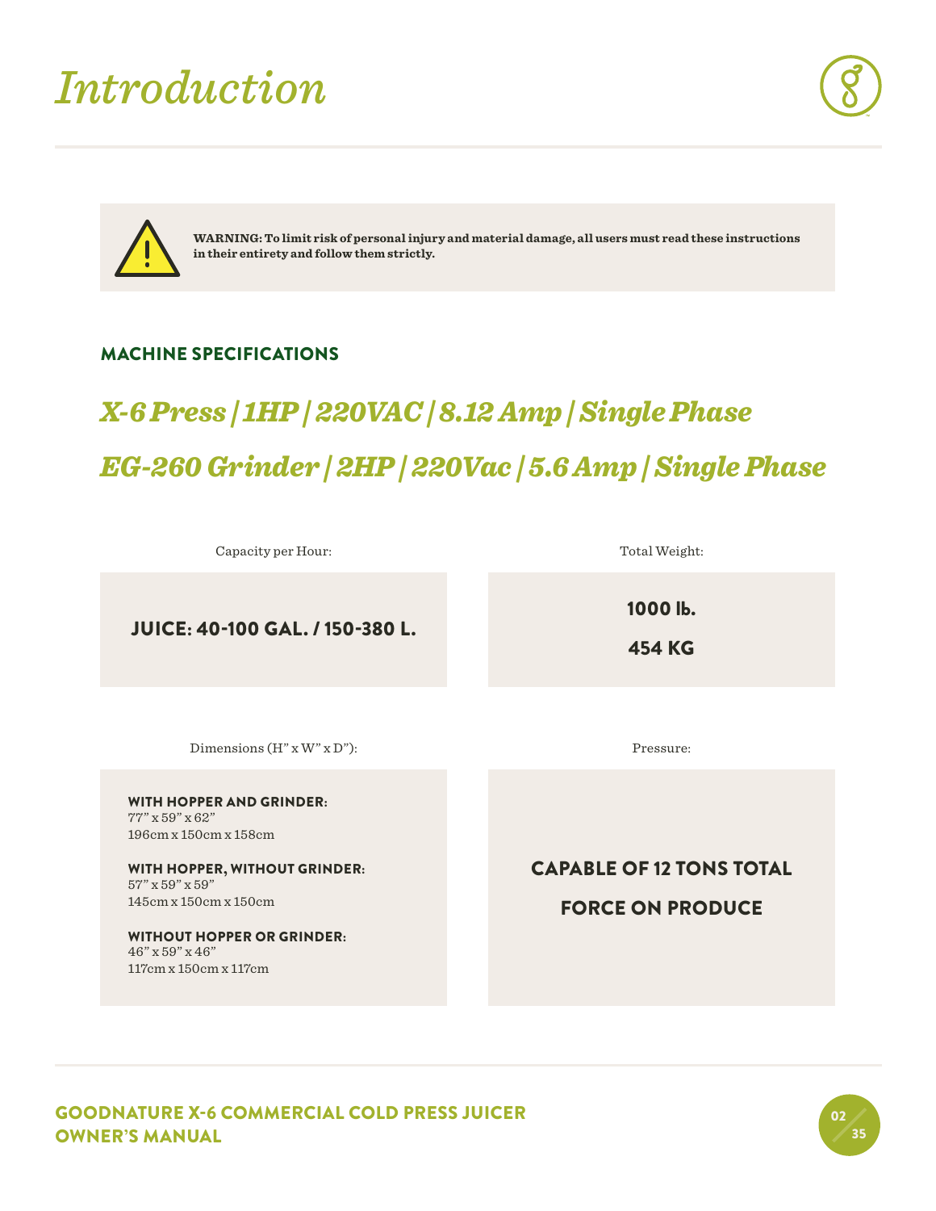# *Introduction*

> **WARNING: To limit risk of personal injury and material damage, all users must read these instructions in their entirety and follow them strictly.**

## MACHINE SPECIFICATIONS

### *X-6 Press | 1HP | 220VAC | 8.12 Amp | Single Phase*

### *EG-260 Grinder | 2HP | 220Vac | 5.6 Amp | Single Phase*

Capacity per Hour:

**JUICE: 40-100 GAL. / 150-380 L.**

Total Weight:

**1000 lb.**

**454 KG**

Dimensions (H" x W" x D"):

**WITH HOPPER AND GRINDER:**
77" x 59" x 62"
196cm x 150cm x 158cm

**WITH HOPPER, WITHOUT GRINDER:**
57" x 59" x 59"
145cm x 150cm x 150cm

**WITHOUT HOPPER OR GRINDER:**
46" x 59" x 46"
117cm x 150cm x 117cm

Pressure:

**CAPABLE OF 12 TONS TOTAL FORCE ON PRODUCE**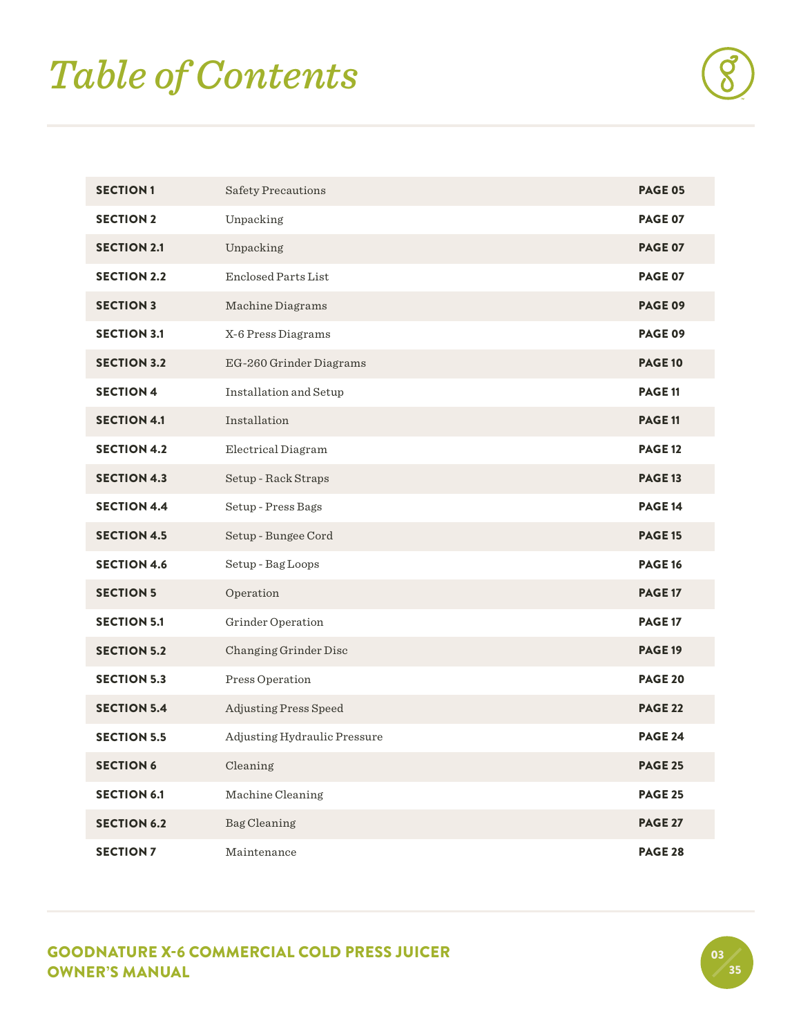# *Table of Contents*

| | | |
|---|---|---|
| **SECTION 1** | Safety Precautions | **PAGE 05** |
| **SECTION 2** | Unpacking | **PAGE 07** |
| **SECTION 2.1** | Unpacking | **PAGE 07** |
| **SECTION 2.2** | Enclosed Parts List | **PAGE 07** |
| **SECTION 3** | Machine Diagrams | **PAGE 09** |
| **SECTION 3.1** | X-6 Press Diagrams | **PAGE 09** |
| **SECTION 3.2** | EG-260 Grinder Diagrams | **PAGE 10** |
| **SECTION 4** | Installation and Setup | **PAGE 11** |
| **SECTION 4.1** | Installation | **PAGE 11** |
| **SECTION 4.2** | Electrical Diagram | **PAGE 12** |
| **SECTION 4.3** | Setup - Rack Straps | **PAGE 13** |
| **SECTION 4.4** | Setup - Press Bags | **PAGE 14** |
| **SECTION 4.5** | Setup - Bungee Cord | **PAGE 15** |
| **SECTION 4.6** | Setup - Bag Loops | **PAGE 16** |
| **SECTION 5** | Operation | **PAGE 17** |
| **SECTION 5.1** | Grinder Operation | **PAGE 17** |
| **SECTION 5.2** | Changing Grinder Disc | **PAGE 19** |
| **SECTION 5.3** | Press Operation | **PAGE 20** |
| **SECTION 5.4** | Adjusting Press Speed | **PAGE 22** |
| **SECTION 5.5** | Adjusting Hydraulic Pressure | **PAGE 24** |
| **SECTION 6** | Cleaning | **PAGE 25** |
| **SECTION 6.1** | Machine Cleaning | **PAGE 25** |
| **SECTION 6.2** | Bag Cleaning | **PAGE 27** |
| **SECTION 7** | Maintenance | **PAGE 28** |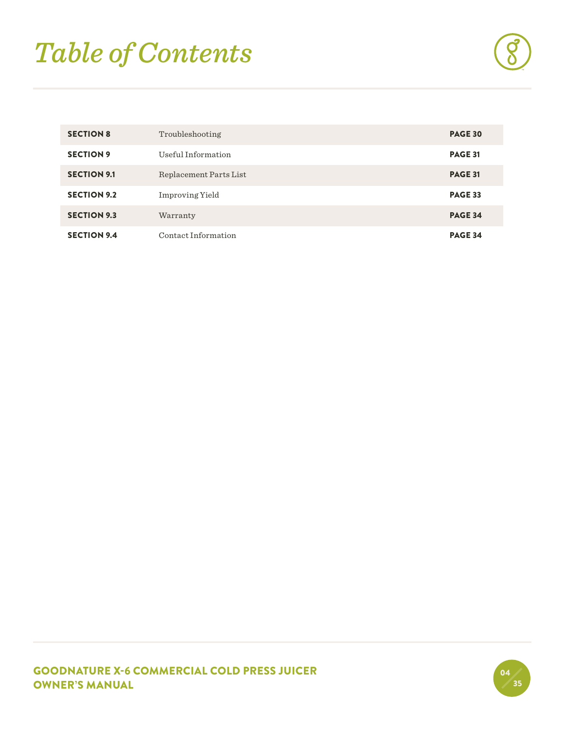# *Table of Contents*

| | | |
|---|---|---|
| **SECTION 8** | Troubleshooting | **PAGE 30** |
| **SECTION 9** | Useful Information | **PAGE 31** |
| **SECTION 9.1** | Replacement Parts List | **PAGE 31** |
| **SECTION 9.2** | Improving Yield | **PAGE 33** |
| **SECTION 9.3** | Warranty | **PAGE 34** |
| **SECTION 9.4** | Contact Information | **PAGE 34** |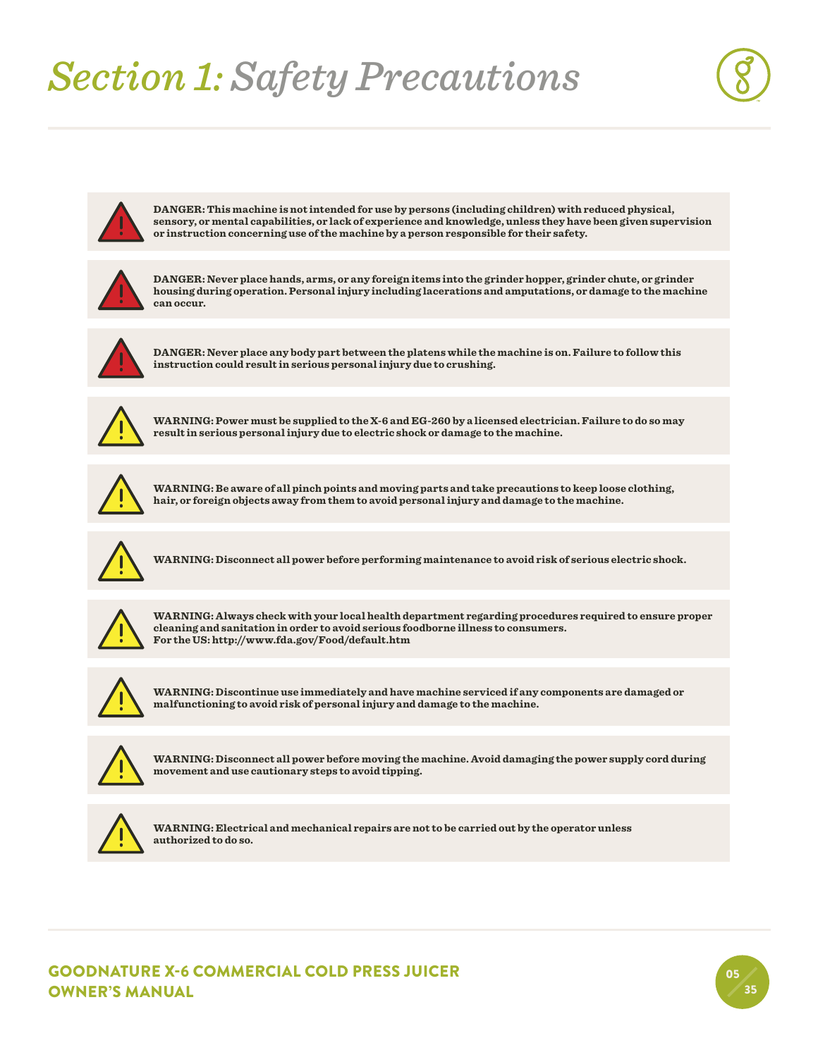# *Section 1: Safety Precautions*

**DANGER: This machine is not intended for use by persons (including children) with reduced physical, sensory, or mental capabilities, or lack of experience and knowledge, unless they have been given supervision or instruction concerning use of the machine by a person responsible for their safety.**

**DANGER: Never place hands, arms, or any foreign items into the grinder hopper, grinder chute, or grinder housing during operation. Personal injury including lacerations and amputations, or damage to the machine can occur.**

**DANGER: Never place any body part between the platens while the machine is on. Failure to follow this instruction could result in serious personal injury due to crushing.**

**WARNING: Power must be supplied to the X-6 and EG-260 by a licensed electrician. Failure to do so may result in serious personal injury due to electric shock or damage to the machine.**

**WARNING: Be aware of all pinch points and moving parts and take precautions to keep loose clothing, hair, or foreign objects away from them to avoid personal injury and damage to the machine.**

**WARNING: Disconnect all power before performing maintenance to avoid risk of serious electric shock.**

**WARNING: Always check with your local health department regarding procedures required to ensure proper cleaning and sanitation in order to avoid serious foodborne illness to consumers.**
**For the US: http://www.fda.gov/Food/default.htm**

**WARNING: Discontinue use immediately and have machine serviced if any components are damaged or malfunctioning to avoid risk of personal injury and damage to the machine.**

**WARNING: Disconnect all power before moving the machine. Avoid damaging the power supply cord during movement and use cautionary steps to avoid tipping.**

**WARNING: Electrical and mechanical repairs are not to be carried out by the operator unless authorized to do so.**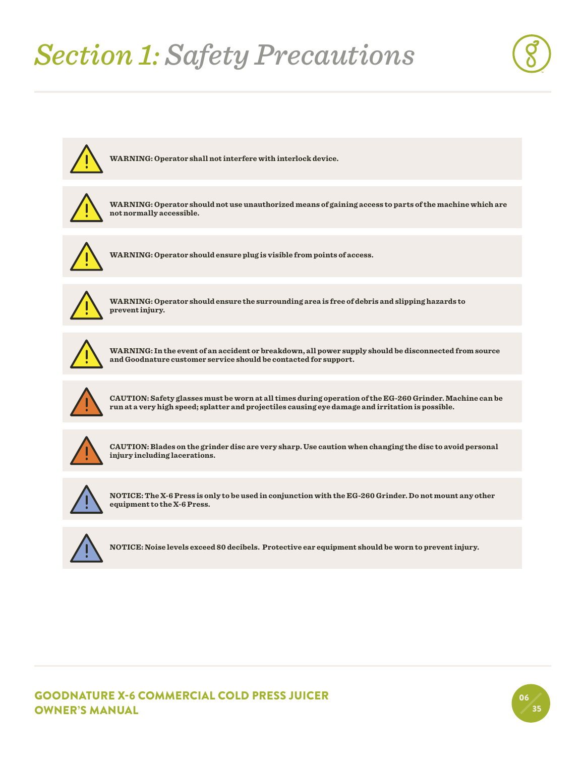# *Section 1: Safety Precautions*

**WARNING: Operator shall not interfere with interlock device.**

**WARNING: Operator should not use unauthorized means of gaining access to parts of the machine which are not normally accessible.**

**WARNING: Operator should ensure plug is visible from points of access.**

**WARNING: Operator should ensure the surrounding area is free of debris and slipping hazards to prevent injury.**

**WARNING: In the event of an accident or breakdown, all power supply should be disconnected from source and Goodnature customer service should be contacted for support.**

**CAUTION: Safety glasses must be worn at all times during operation of the EG-260 Grinder. Machine can be run at a very high speed; splatter and projectiles causing eye damage and irritation is possible.**

**CAUTION: Blades on the grinder disc are very sharp. Use caution when changing the disc to avoid personal injury including lacerations.**

**NOTICE: The X-6 Press is only to be used in conjunction with the EG-260 Grinder. Do not mount any other equipment to the X-6 Press.**

**NOTICE: Noise levels exceed 80 decibels. Protective ear equipment should be worn to prevent injury.**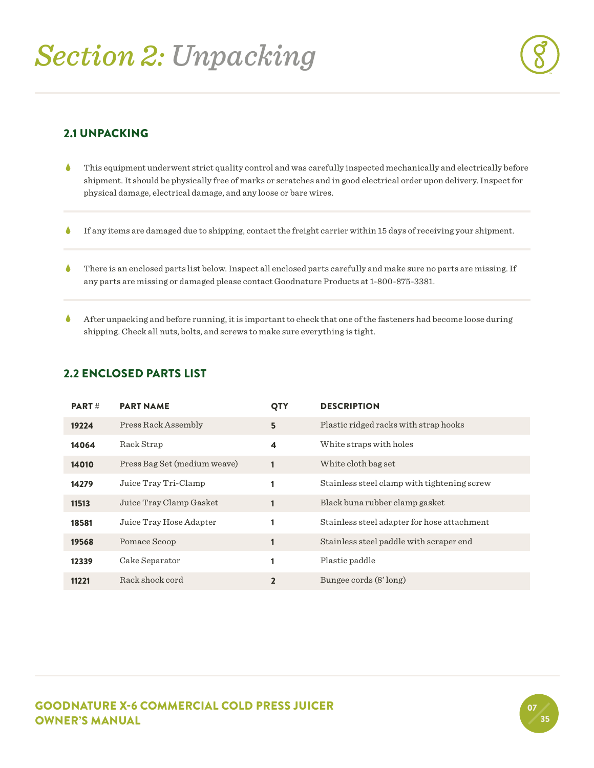# *Section 2: Unpacking*

## 2.1 UNPACKING

- This equipment underwent strict quality control and was carefully inspected mechanically and electrically before shipment. It should be physically free of marks or scratches and in good electrical order upon delivery. Inspect for physical damage, electrical damage, and any loose or bare wires.

- If any items are damaged due to shipping, contact the freight carrier within 15 days of receiving your shipment.

- There is an enclosed parts list below. Inspect all enclosed parts carefully and make sure no parts are missing. If any parts are missing or damaged please contact Goodnature Products at 1-800-875-3381.

- After unpacking and before running, it is important to check that one of the fasteners had become loose during shipping. Check all nuts, bolts, and screws to make sure everything is tight.

## 2.2 ENCLOSED PARTS LIST

| PART # | PART NAME | QTY | DESCRIPTION |
|---|---|---|---|
| **19224** | Press Rack Assembly | **5** | Plastic ridged racks with strap hooks |
| **14064** | Rack Strap | **4** | White straps with holes |
| **14010** | Press Bag Set (medium weave) | **1** | White cloth bag set |
| **14279** | Juice Tray Tri-Clamp | **1** | Stainless steel clamp with tightening screw |
| **11513** | Juice Tray Clamp Gasket | **1** | Black buna rubber clamp gasket |
| **18581** | Juice Tray Hose Adapter | **1** | Stainless steel adapter for hose attachment |
| **19568** | Pomace Scoop | **1** | Stainless steel paddle with scraper end |
| **12339** | Cake Separator | **1** | Plastic paddle |
| **11221** | Rack shock cord | **2** | Bungee cords (8' long) |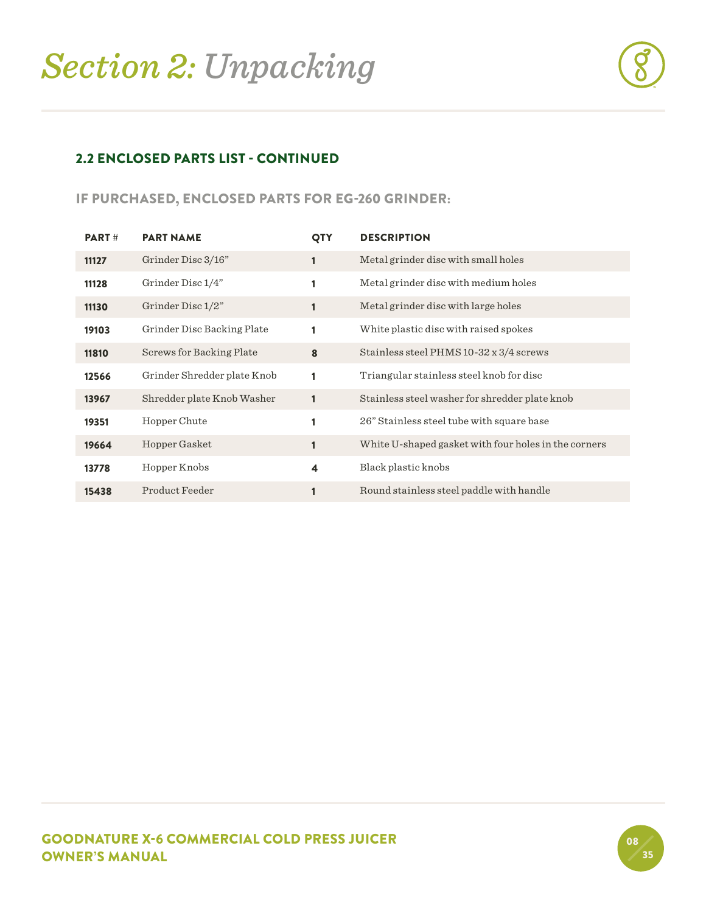# *Section 2: Unpacking*

## 2.2 ENCLOSED PARTS LIST - CONTINUED

### IF PURCHASED, ENCLOSED PARTS FOR EG-260 GRINDER:

| PART # | PART NAME | QTY | DESCRIPTION |
|---|---|---|---|
| **11127** | Grinder Disc 3/16” | **1** | Metal grinder disc with small holes |
| **11128** | Grinder Disc 1/4” | **1** | Metal grinder disc with medium holes |
| **11130** | Grinder Disc 1/2” | **1** | Metal grinder disc with large holes |
| **19103** | Grinder Disc Backing Plate | **1** | White plastic disc with raised spokes |
| **11810** | Screws for Backing Plate | **8** | Stainless steel PHMS 10-32 x 3/4 screws |
| **12566** | Grinder Shredder plate Knob | **1** | Triangular stainless steel knob for disc |
| **13967** | Shredder plate Knob Washer | **1** | Stainless steel washer for shredder plate knob |
| **19351** | Hopper Chute | **1** | 26” Stainless steel tube with square base |
| **19664** | Hopper Gasket | **1** | White U-shaped gasket with four holes in the corners |
| **13778** | Hopper Knobs | **4** | Black plastic knobs |
| **15438** | Product Feeder | **1** | Round stainless steel paddle with handle |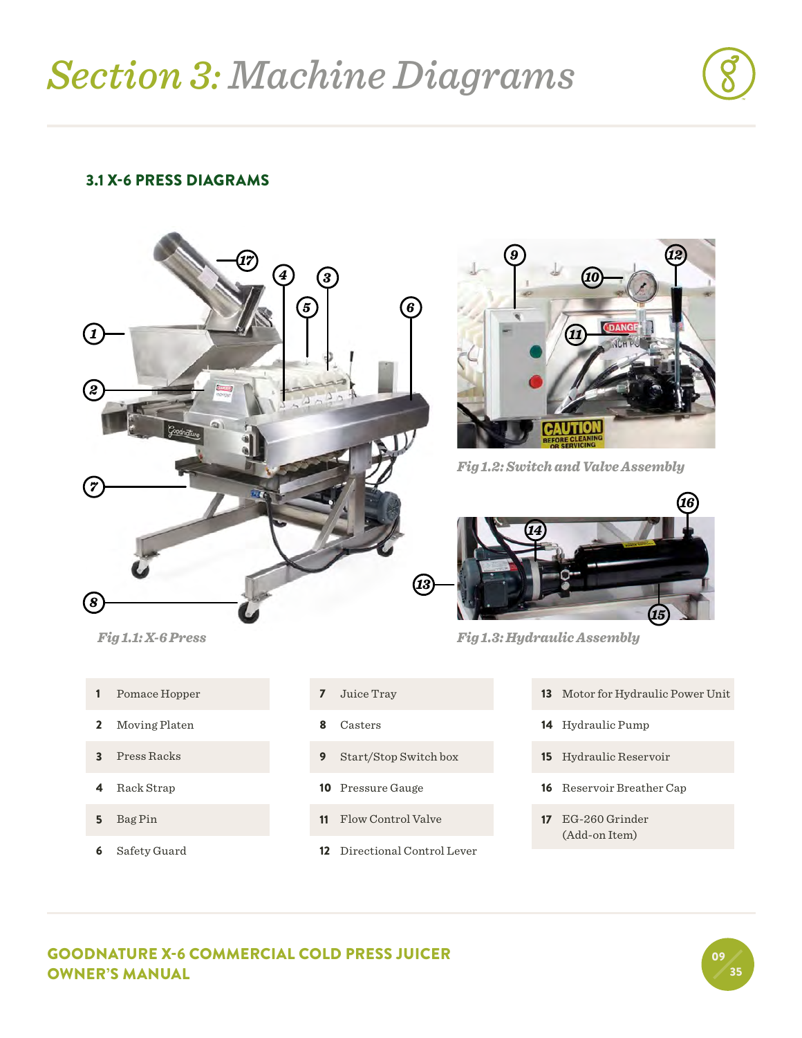# Section 3: Machine Diagrams

## 3.1 X-6 PRESS DIAGRAMS

*Fig 1.1: X-6 Press*

*Fig 1.2: Switch and Valve Assembly*

*Fig 1.3: Hydraulic Assembly*

| | | | | | |
|---|---|---|---|---|---|
| 1 | Pomace Hopper | 7 | Juice Tray | 13 | Motor for Hydraulic Power Unit |
| 2 | Moving Platen | 8 | Casters | 14 | Hydraulic Pump |
| 3 | Press Racks | 9 | Start/Stop Switch box | 15 | Hydraulic Reservoir |
| 4 | Rack Strap | 10 | Pressure Gauge | 16 | Reservoir Breather Cap |
| 5 | Bag Pin | 11 | Flow Control Valve | 17 | EG-260 Grinder (Add-on Item) |
| 6 | Safety Guard | 12 | Directional Control Lever | | |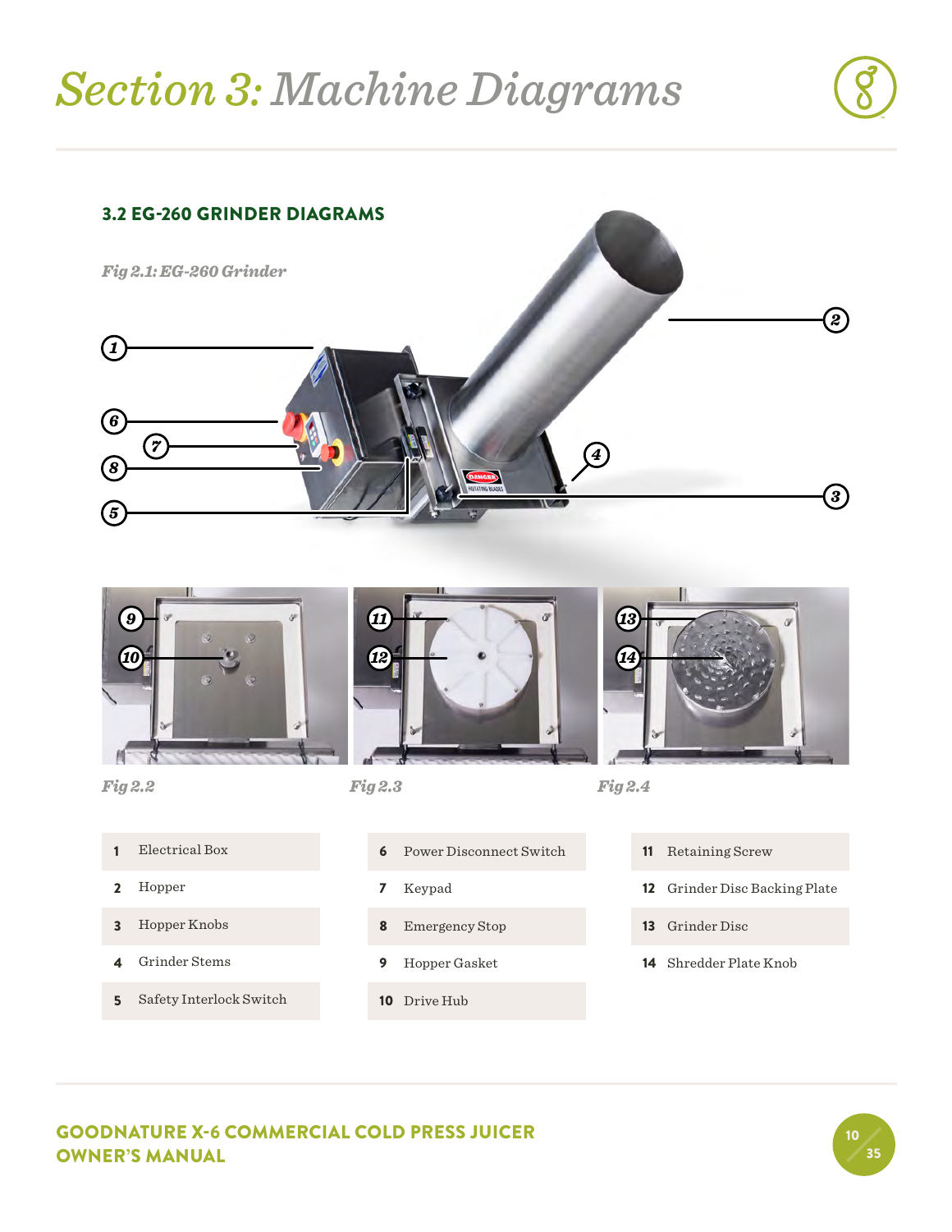# Section 3: Machine Diagrams

## 3.2 EG-260 GRINDER DIAGRAMS

*Fig 2.1: EG-260 Grinder*

*Fig 2.2*

*Fig 2.3*

*Fig 2.4*

| # | Part | # | Part | # | Part |
|---|---|---|---|---|---|
| 1 | Electrical Box | 6 | Power Disconnect Switch | 11 | Retaining Screw |
| 2 | Hopper | 7 | Keypad | 12 | Grinder Disc Backing Plate |
| 3 | Hopper Knobs | 8 | Emergency Stop | 13 | Grinder Disc |
| 4 | Grinder Stems | 9 | Hopper Gasket | 14 | Shredder Plate Knob |
| 5 | Safety Interlock Switch | 10 | Drive Hub | | |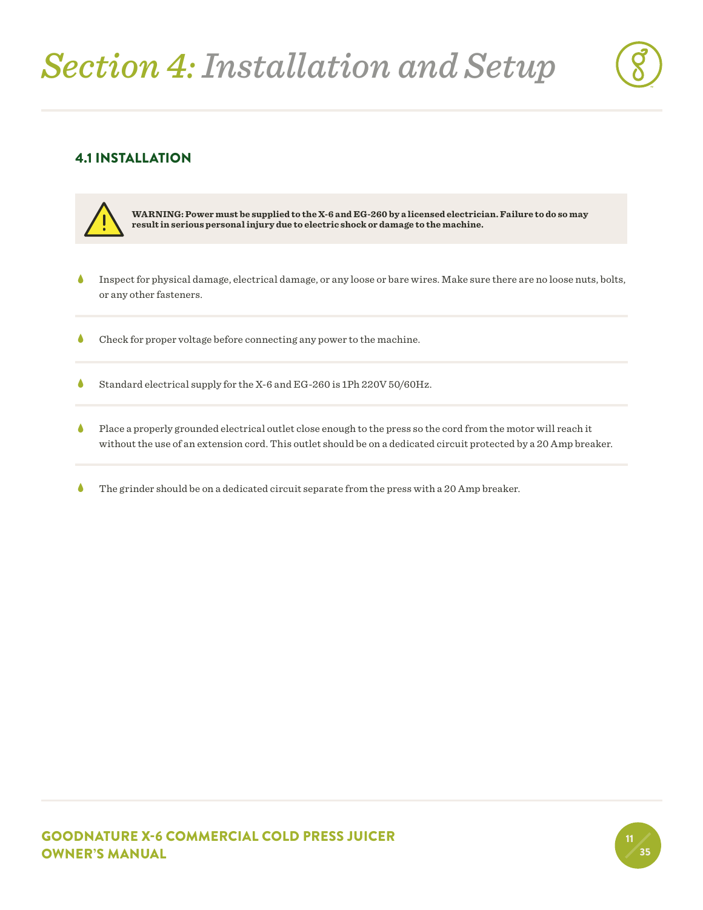# *Section 4: Installation and Setup*

## 4.1 INSTALLATION

> **WARNING: Power must be supplied to the X-6 and EG-260 by a licensed electrician. Failure to do so may result in serious personal injury due to electric shock or damage to the machine.**

- Inspect for physical damage, electrical damage, or any loose or bare wires. Make sure there are no loose nuts, bolts, or any other fasteners.

- Check for proper voltage before connecting any power to the machine.

- Standard electrical supply for the X-6 and EG-260 is 1Ph 220V 50/60Hz.

- Place a properly grounded electrical outlet close enough to the press so the cord from the motor will reach it without the use of an extension cord. This outlet should be on a dedicated circuit protected by a 20 Amp breaker.

- The grinder should be on a dedicated circuit separate from the press with a 20 Amp breaker.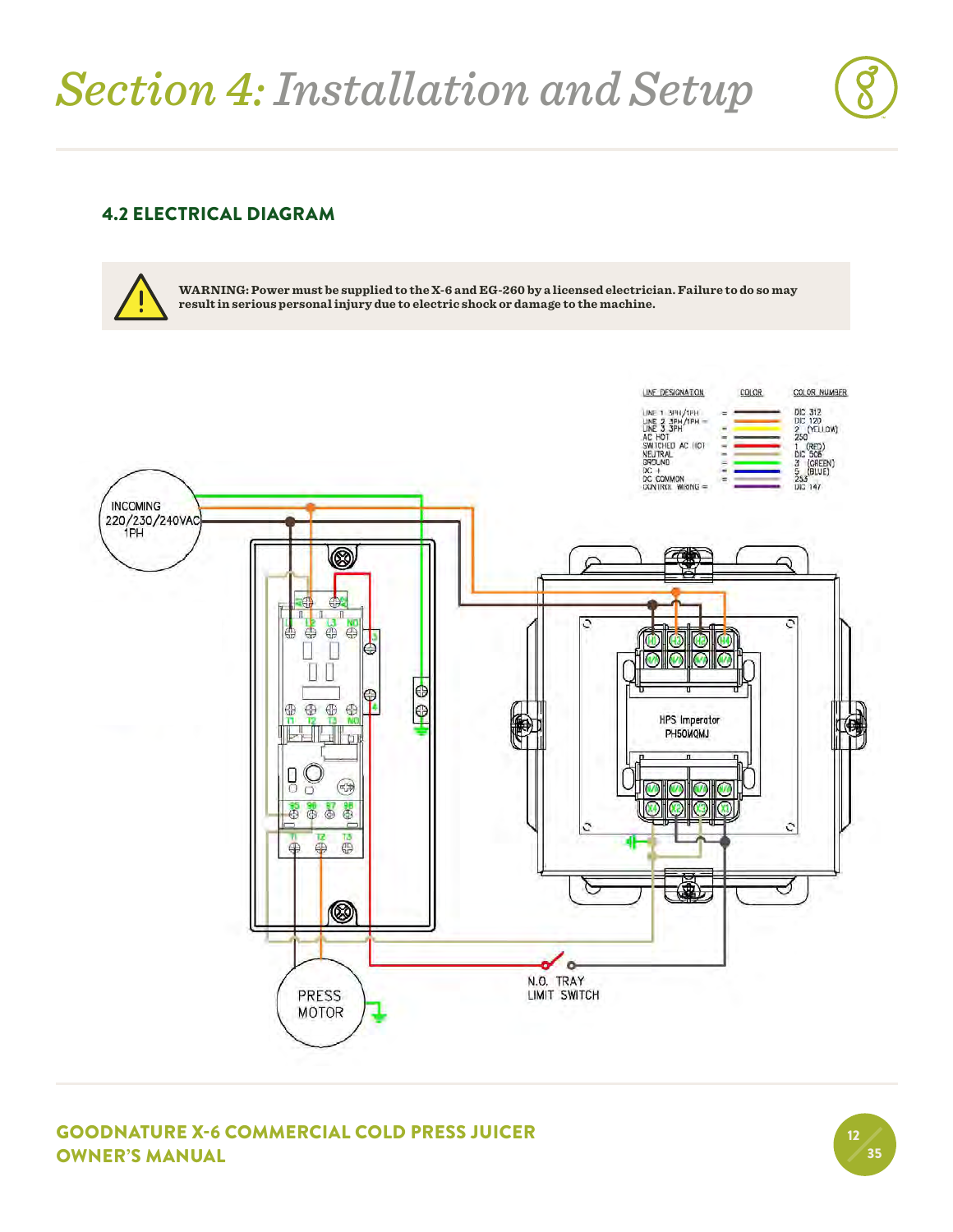# *Section 4: Installation and Setup*

## 4.2 ELECTRICAL DIAGRAM

**WARNING: Power must be supplied to the X-6 and EG-260 by a licensed electrician. Failure to do so may result in serious personal injury due to electric shock or damage to the machine.**

| LINE DESIGNATION | COLOR | COLOR NUMBER |
|---|---|---|
| LINE 1 3PH/1PH | = | DIC 312 |
| LINE 2 3PH/1PH | = | DIC 120 |
| LINE 3 3PH | = | 2 (YELLOW) |
| AC HOT | = | 250 |
| SWITCHED AC HOT | = | 1 (RED) |
| NEUTRAL | = | DIC 506 |
| GROUND | = | 3 (GREEN) |
| DC + | = | 5 (BLUE) |
| DC COMMON | = | 253 |
| CONTROL WIRING | = | DIC 147 |

INCOMING 220/230/240VAC 1PH

HPS Imperator PH50MQMJ

PRESS MOTOR

N.O. TRAY LIMIT SWITCH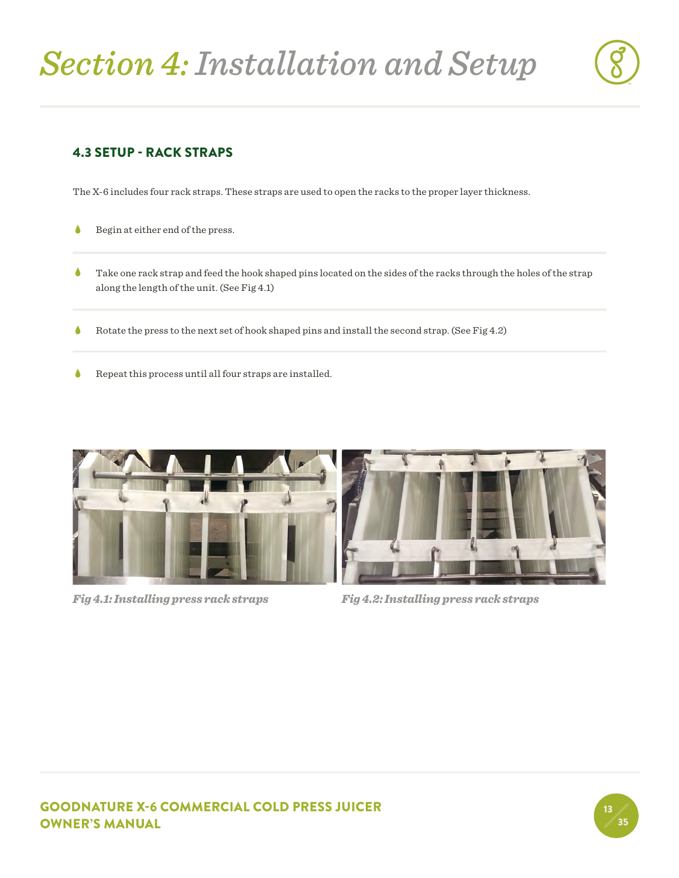# Section 4: Installation and Setup

## 4.3 SETUP - RACK STRAPS

The X-6 includes four rack straps. These straps are used to open the racks to the proper layer thickness.

- Begin at either end of the press.
- Take one rack strap and feed the hook shaped pins located on the sides of the racks through the holes of the strap along the length of the unit. (See Fig 4.1)
- Rotate the press to the next set of hook shaped pins and install the second strap. (See Fig 4.2)
- Repeat this process until all four straps are installed.

*Fig 4.1: Installing press rack straps*

*Fig 4.2: Installing press rack straps*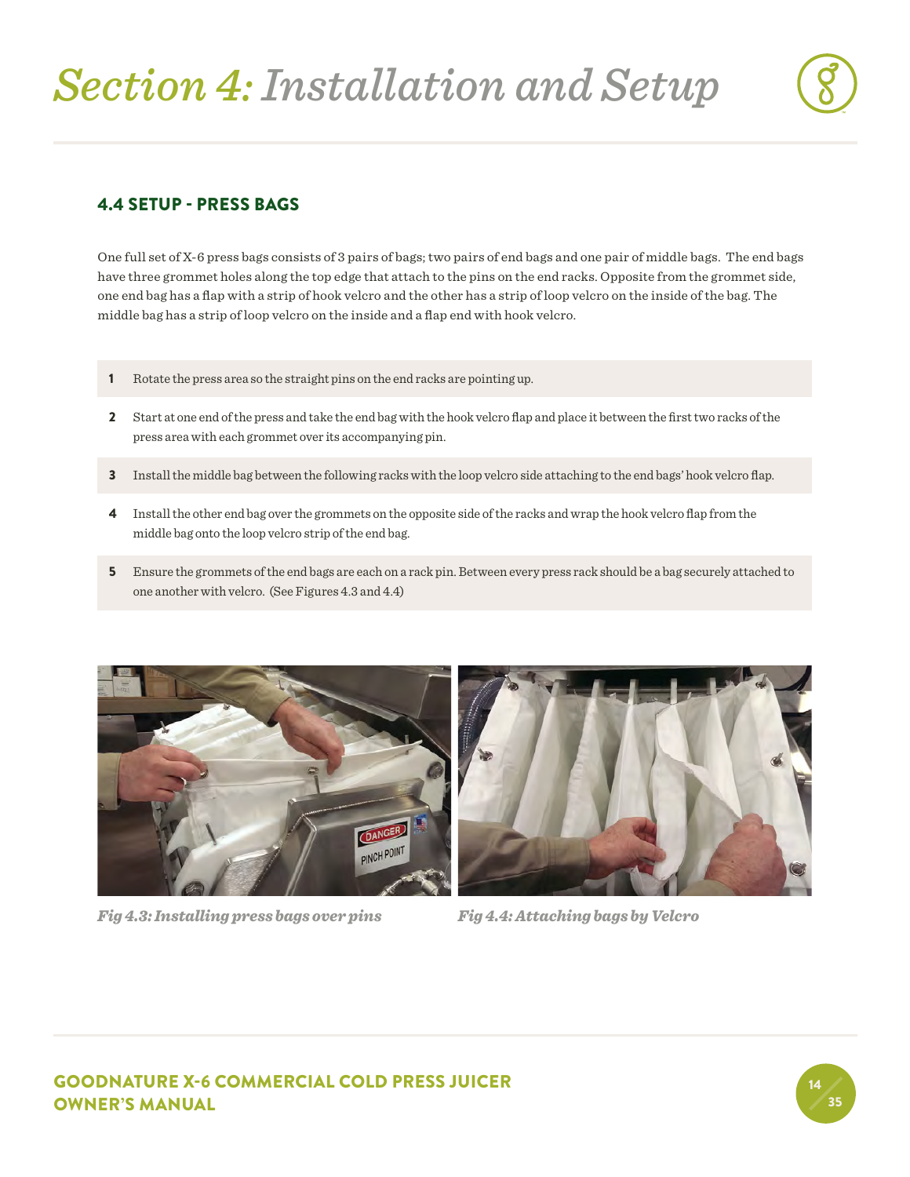# *Section 4:* *Installation and Setup*

## 4.4 SETUP - PRESS BAGS

One full set of X-6 press bags consists of 3 pairs of bags; two pairs of end bags and one pair of middle bags. The end bags have three grommet holes along the top edge that attach to the pins on the end racks. Opposite from the grommet side, one end bag has a flap with a strip of hook velcro and the other has a strip of loop velcro on the inside of the bag. The middle bag has a strip of loop velcro on the inside and a flap end with hook velcro.

1. Rotate the press area so the straight pins on the end racks are pointing up.
2. Start at one end of the press and take the end bag with the hook velcro flap and place it between the first two racks of the press area with each grommet over its accompanying pin.
3. Install the middle bag between the following racks with the loop velcro side attaching to the end bags' hook velcro flap.
4. Install the other end bag over the grommets on the opposite side of the racks and wrap the hook velcro flap from the middle bag onto the loop velcro strip of the end bag.
5. Ensure the grommets of the end bags are each on a rack pin. Between every press rack should be a bag securely attached to one another with velcro. (See Figures 4.3 and 4.4)

*Fig 4.3: Installing press bags over pins*

*Fig 4.4: Attaching bags by Velcro*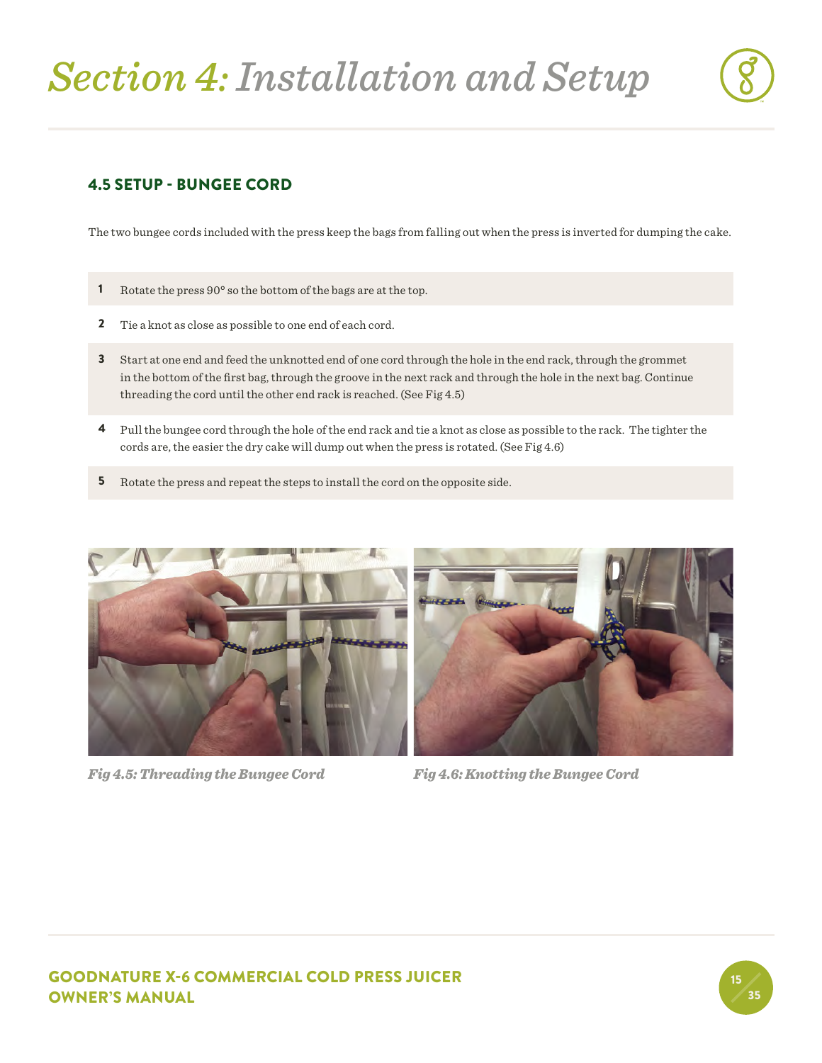# Section 4: Installation and Setup

## 4.5 SETUP - BUNGEE CORD

The two bungee cords included with the press keep the bags from falling out when the press is inverted for dumping the cake.

1. Rotate the press 90° so the bottom of the bags are at the top.
2. Tie a knot as close as possible to one end of each cord.
3. Start at one end and feed the unknotted end of one cord through the hole in the end rack, through the grommet in the bottom of the first bag, through the groove in the next rack and through the hole in the next bag. Continue threading the cord until the other end rack is reached. (See Fig 4.5)
4. Pull the bungee cord through the hole of the end rack and tie a knot as close as possible to the rack. The tighter the cords are, the easier the dry cake will dump out when the press is rotated. (See Fig 4.6)
5. Rotate the press and repeat the steps to install the cord on the opposite side.

*Fig 4.5: Threading the Bungee Cord*

*Fig 4.6: Knotting the Bungee Cord*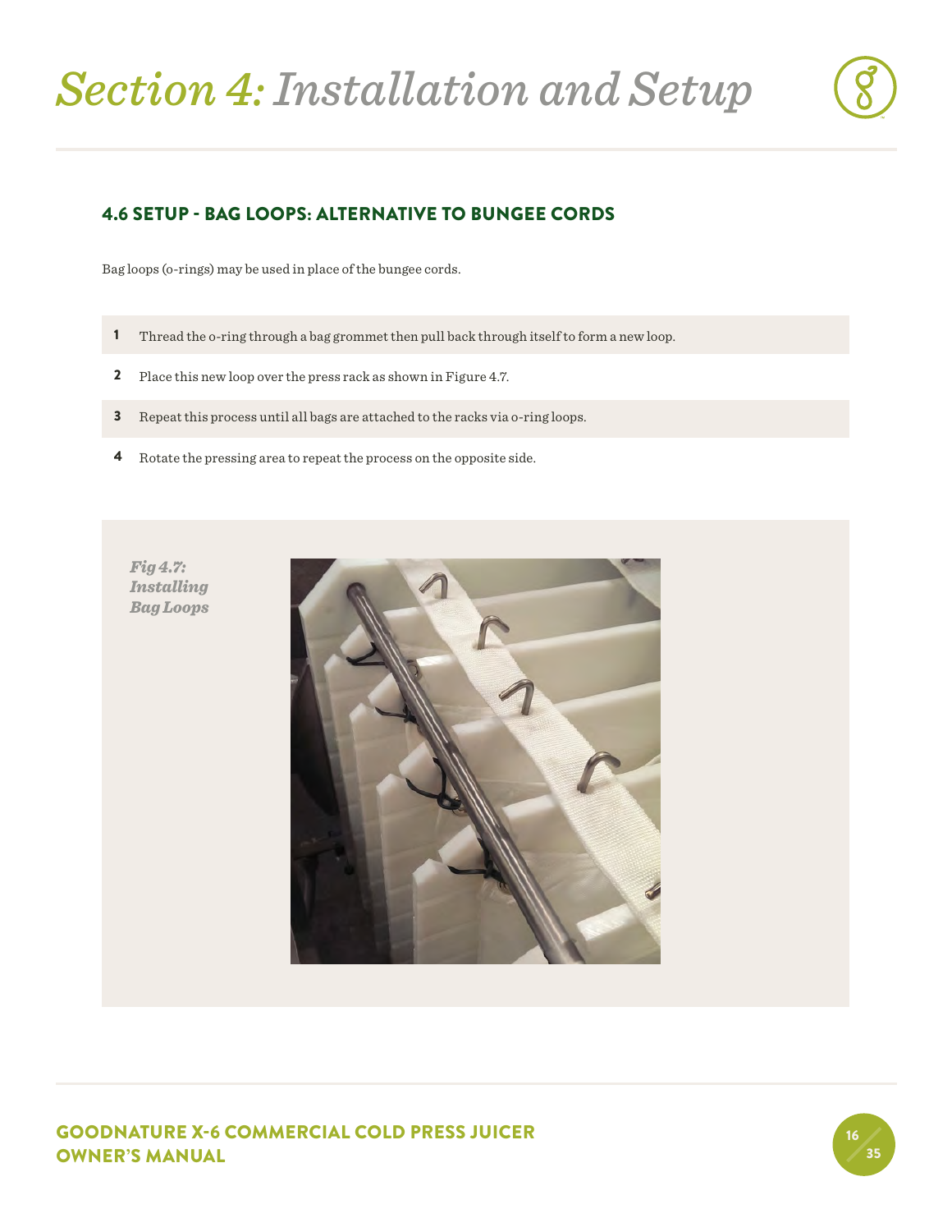# Section 4: Installation and Setup

## 4.6 SETUP - BAG LOOPS: ALTERNATIVE TO BUNGEE CORDS

Bag loops (o-rings) may be used in place of the bungee cords.

1. Thread the o-ring through a bag grommet then pull back through itself to form a new loop.
2. Place this new loop over the press rack as shown in Figure 4.7.
3. Repeat this process until all bags are attached to the racks via o-ring loops.
4. Rotate the pressing area to repeat the process on the opposite side.

*Fig 4.7: Installing Bag Loops*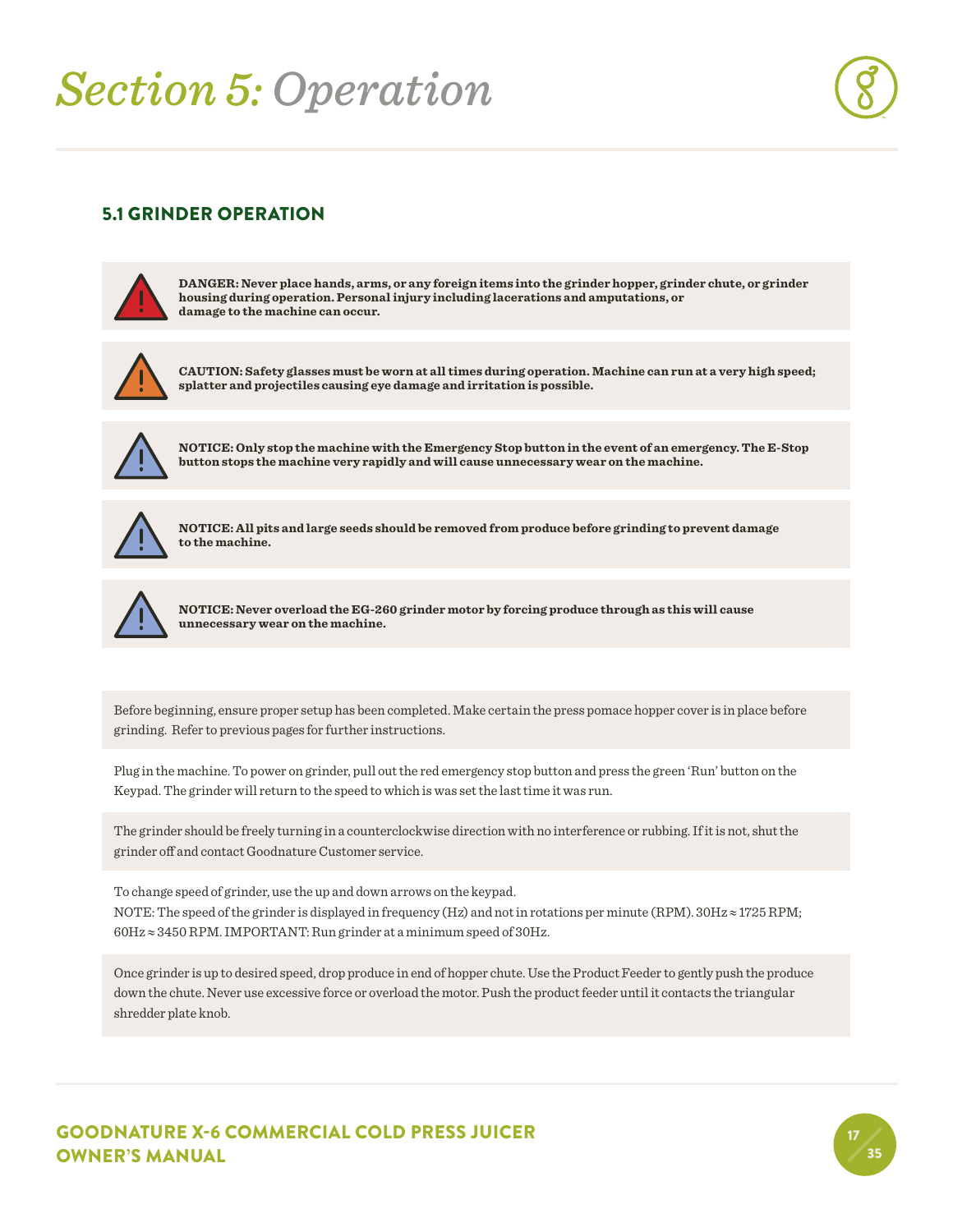# *Section 5: Operation*

## 5.1 GRINDER OPERATION

**DANGER: Never place hands, arms, or any foreign items into the grinder hopper, grinder chute, or grinder housing during operation. Personal injury including lacerations and amputations, or damage to the machine can occur.**

**CAUTION: Safety glasses must be worn at all times during operation. Machine can run at a very high speed; splatter and projectiles causing eye damage and irritation is possible.**

**NOTICE: Only stop the machine with the Emergency Stop button in the event of an emergency. The E-Stop button stops the machine very rapidly and will cause unnecessary wear on the machine.**

**NOTICE: All pits and large seeds should be removed from produce before grinding to prevent damage to the machine.**

**NOTICE: Never overload the EG-260 grinder motor by forcing produce through as this will cause unnecessary wear on the machine.**

Before beginning, ensure proper setup has been completed. Make certain the press pomace hopper cover is in place before grinding. Refer to previous pages for further instructions.

Plug in the machine. To power on grinder, pull out the red emergency stop button and press the green 'Run' button on the Keypad. The grinder will return to the speed to which is was set the last time it was run.

The grinder should be freely turning in a counterclockwise direction with no interference or rubbing. If it is not, shut the grinder off and contact Goodnature Customer service.

To change speed of grinder, use the up and down arrows on the keypad.
NOTE: The speed of the grinder is displayed in frequency (Hz) and not in rotations per minute (RPM). 30Hz ≈ 1725 RPM; 60Hz ≈ 3450 RPM. IMPORTANT: Run grinder at a minimum speed of 30Hz.

Once grinder is up to desired speed, drop produce in end of hopper chute. Use the Product Feeder to gently push the produce down the chute. Never use excessive force or overload the motor. Push the product feeder until it contacts the triangular shredder plate knob.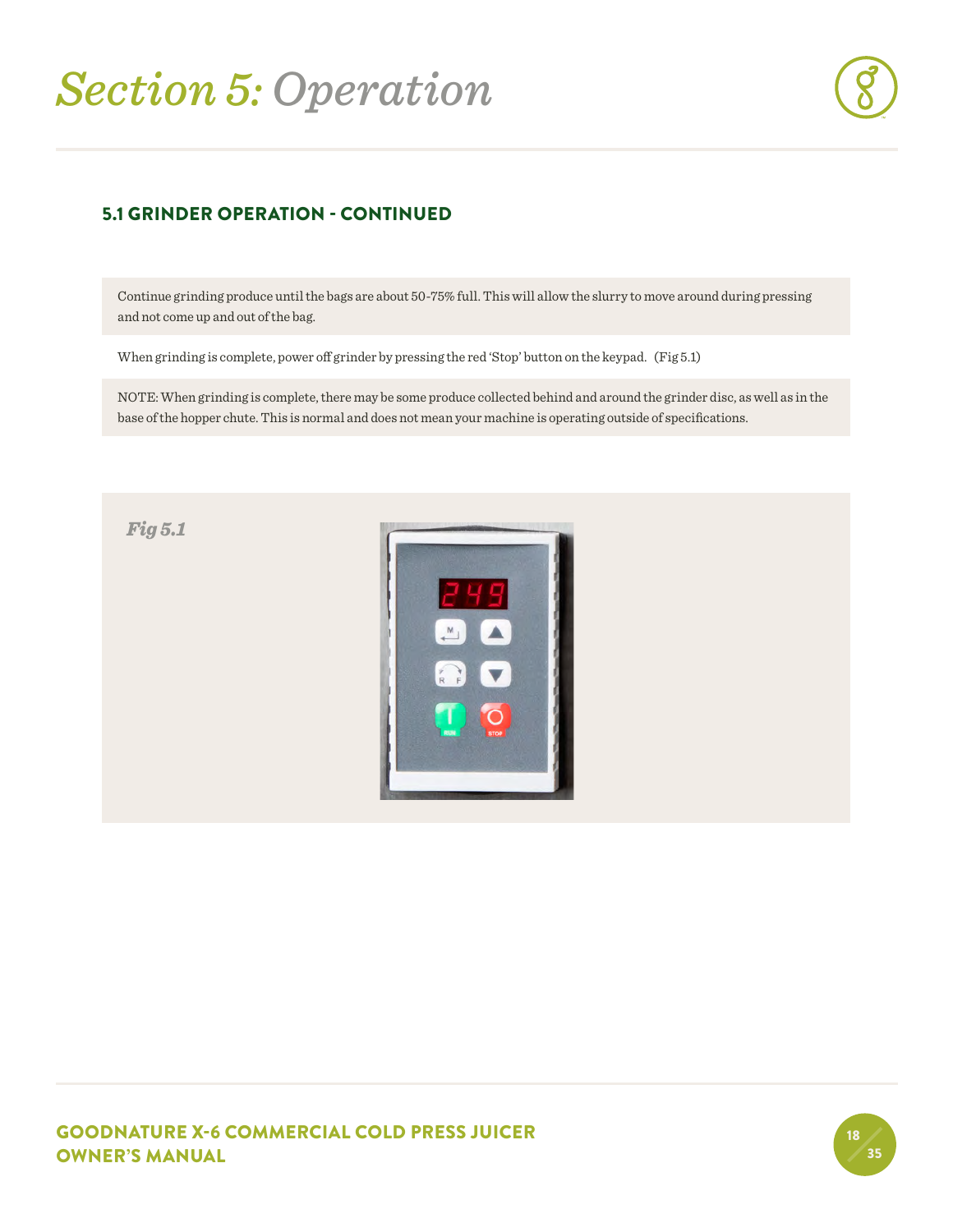# Section 5: Operation

## 5.1 GRINDER OPERATION - CONTINUED

Continue grinding produce until the bags are about 50-75% full. This will allow the slurry to move around during pressing and not come up and out of the bag.

When grinding is complete, power off grinder by pressing the red 'Stop' button on the keypad. (Fig 5.1)

NOTE: When grinding is complete, there may be some produce collected behind and around the grinder disc, as well as in the base of the hopper chute. This is normal and does not mean your machine is operating outside of specifications.

*Fig 5.1*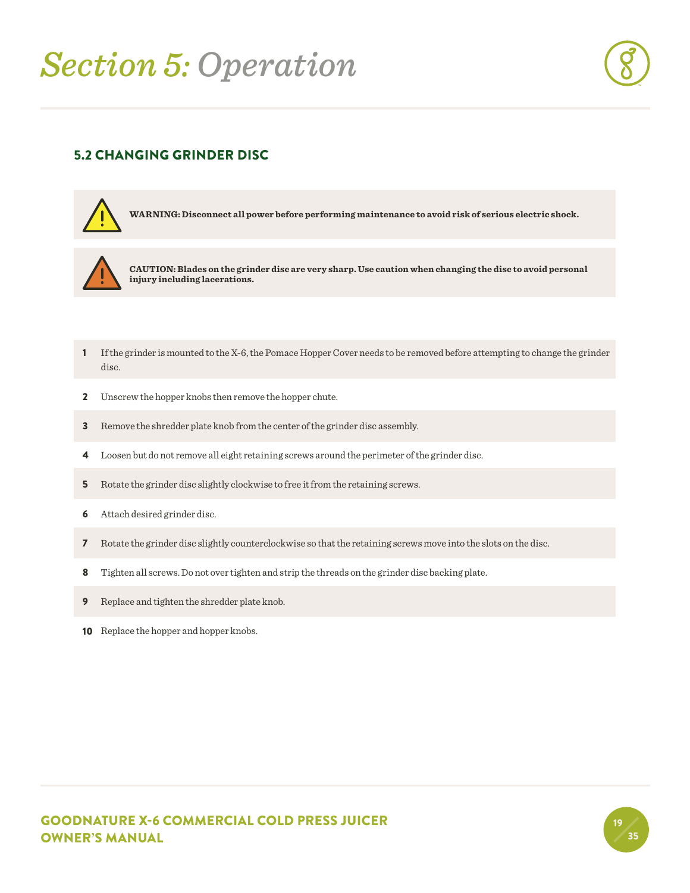# Section 5: Operation

## 5.2 CHANGING GRINDER DISC

**WARNING: Disconnect all power before performing maintenance to avoid risk of serious electric shock.**

**CAUTION: Blades on the grinder disc are very sharp. Use caution when changing the disc to avoid personal injury including lacerations.**

1. If the grinder is mounted to the X-6, the Pomace Hopper Cover needs to be removed before attempting to change the grinder disc.
2. Unscrew the hopper knobs then remove the hopper chute.
3. Remove the shredder plate knob from the center of the grinder disc assembly.
4. Loosen but do not remove all eight retaining screws around the perimeter of the grinder disc.
5. Rotate the grinder disc slightly clockwise to free it from the retaining screws.
6. Attach desired grinder disc.
7. Rotate the grinder disc slightly counterclockwise so that the retaining screws move into the slots on the disc.
8. Tighten all screws. Do not over tighten and strip the threads on the grinder disc backing plate.
9. Replace and tighten the shredder plate knob.
10. Replace the hopper and hopper knobs.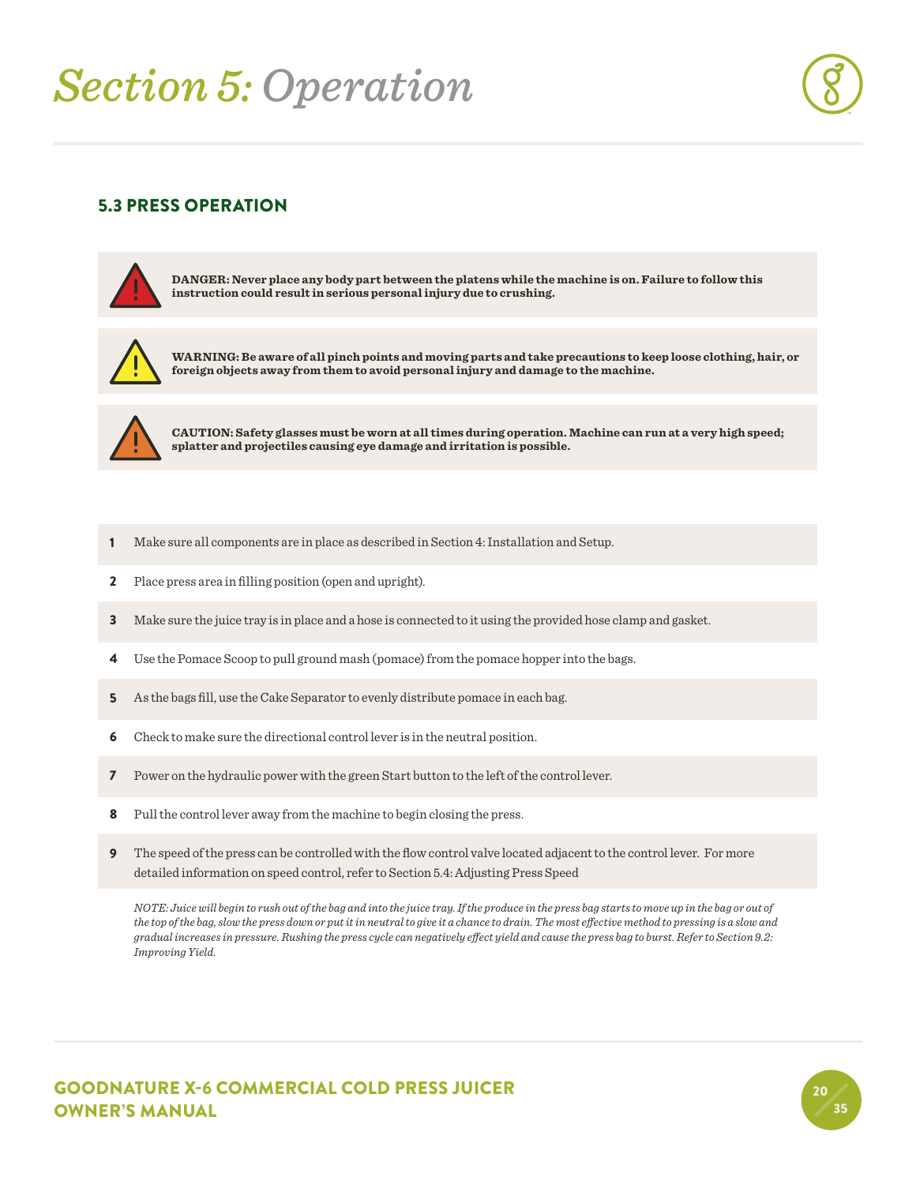# *Section 5: Operation*

## 5.3 PRESS OPERATION

**DANGER: Never place any body part between the platens while the machine is on. Failure to follow this instruction could result in serious personal injury due to crushing.**

**WARNING: Be aware of all pinch points and moving parts and take precautions to keep loose clothing, hair, or foreign objects away from them to avoid personal injury and damage to the machine.**

**CAUTION: Safety glasses must be worn at all times during operation. Machine can run at a very high speed; splatter and projectiles causing eye damage and irritation is possible.**

1. Make sure all components are in place as described in Section 4: Installation and Setup.
2. Place press area in filling position (open and upright).
3. Make sure the juice tray is in place and a hose is connected to it using the provided hose clamp and gasket.
4. Use the Pomace Scoop to pull ground mash (pomace) from the pomace hopper into the bags.
5. As the bags fill, use the Cake Separator to evenly distribute pomace in each bag.
6. Check to make sure the directional control lever is in the neutral position.
7. Power on the hydraulic power with the green Start button to the left of the control lever.
8. Pull the control lever away from the machine to begin closing the press.
9. The speed of the press can be controlled with the flow control valve located adjacent to the control lever. For more detailed information on speed control, refer to Section 5.4: Adjusting Press Speed

*NOTE: Juice will begin to rush out of the bag and into the juice tray. If the produce in the press bag starts to move up in the bag or out of the top of the bag, slow the press down or put it in neutral to give it a chance to drain. The most effective method to pressing is a slow and gradual increases in pressure. Rushing the press cycle can negatively effect yield and cause the press bag to burst. Refer to Section 9.2: Improving Yield.*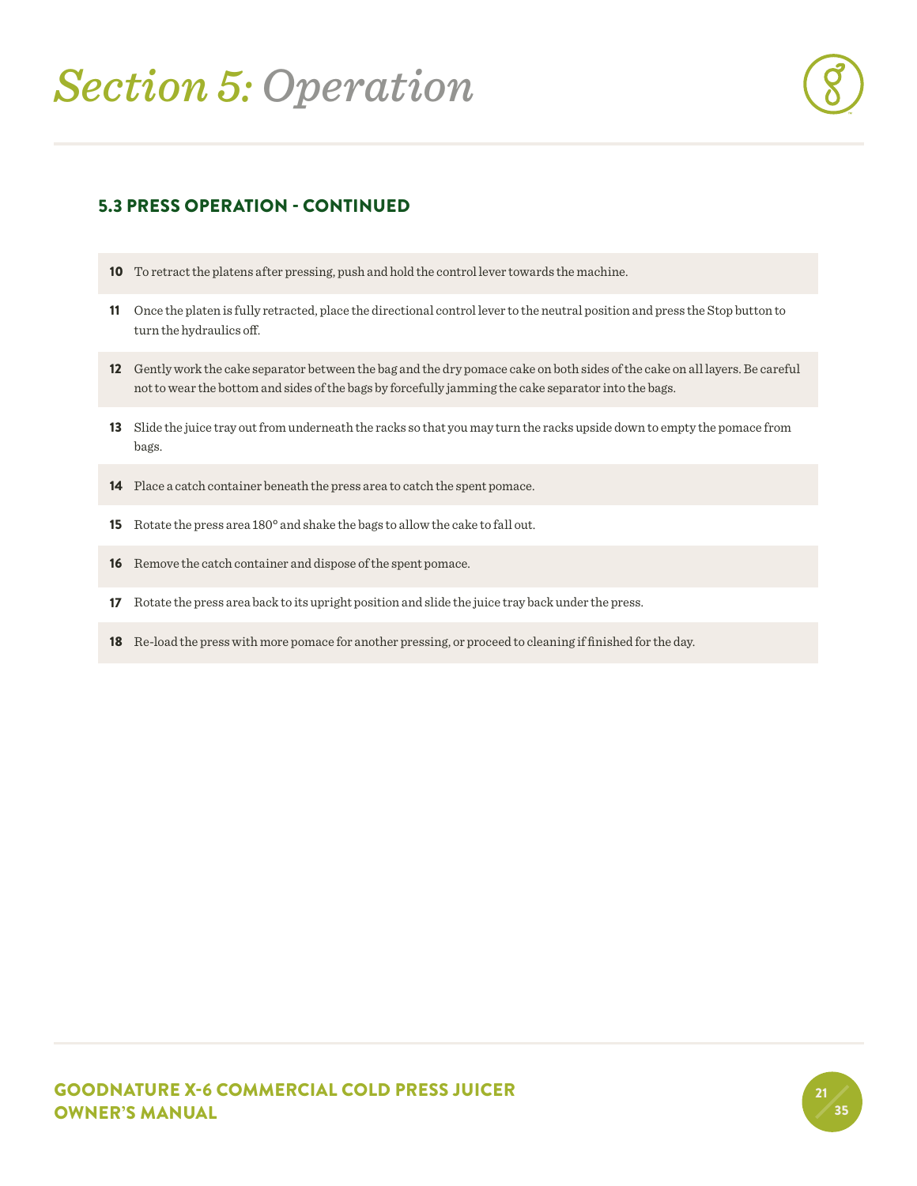# *Section 5: Operation*

## 5.3 PRESS OPERATION - CONTINUED

10. To retract the platens after pressing, push and hold the control lever towards the machine.
11. Once the platen is fully retracted, place the directional control lever to the neutral position and press the Stop button to turn the hydraulics off.
12. Gently work the cake separator between the bag and the dry pomace cake on both sides of the cake on all layers. Be careful not to wear the bottom and sides of the bags by forcefully jamming the cake separator into the bags.
13. Slide the juice tray out from underneath the racks so that you may turn the racks upside down to empty the pomace from bags.
14. Place a catch container beneath the press area to catch the spent pomace.
15. Rotate the press area 180° and shake the bags to allow the cake to fall out.
16. Remove the catch container and dispose of the spent pomace.
17. Rotate the press area back to its upright position and slide the juice tray back under the press.
18. Re-load the press with more pomace for another pressing, or proceed to cleaning if finished for the day.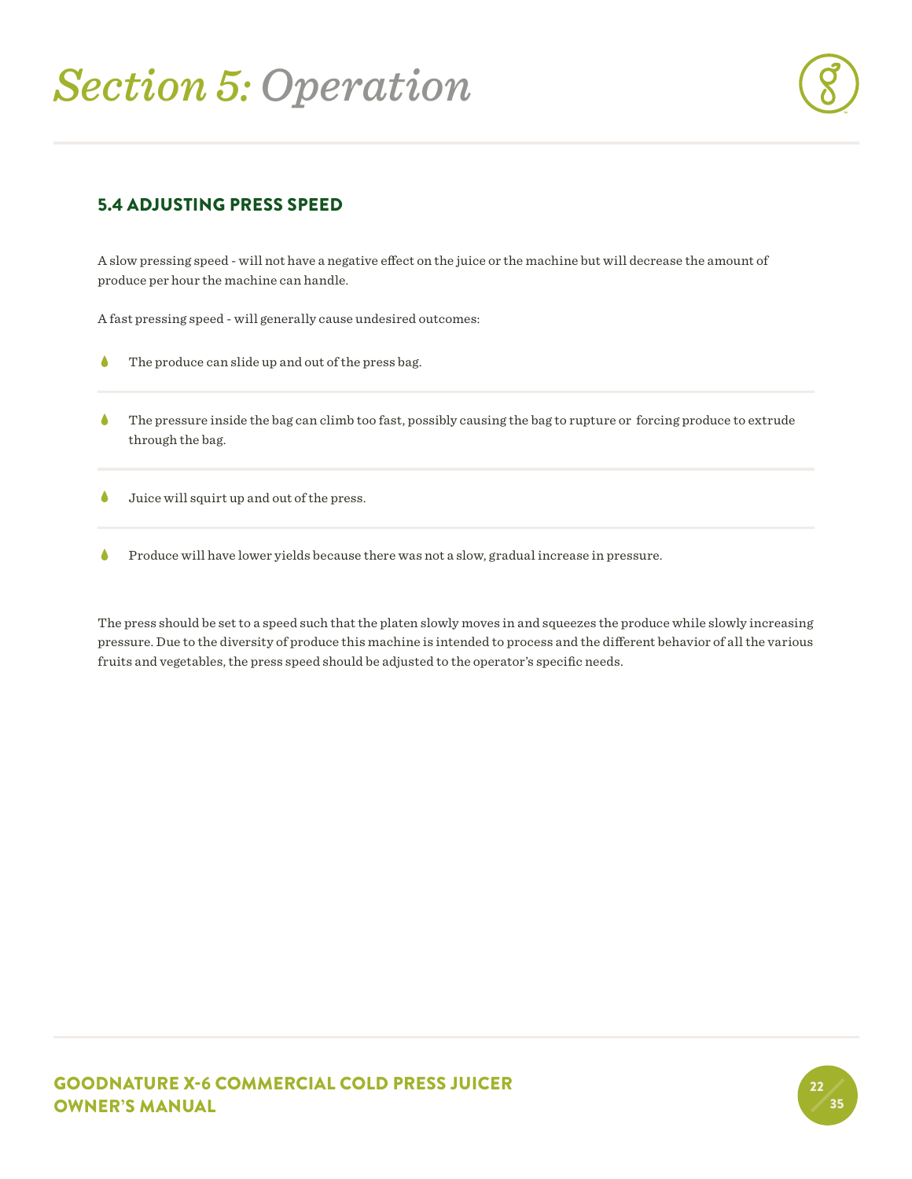# *Section 5: Operation*

## 5.4 ADJUSTING PRESS SPEED

A slow pressing speed - will not have a negative effect on the juice or the machine but will decrease the amount of produce per hour the machine can handle.

A fast pressing speed - will generally cause undesired outcomes:

- The produce can slide up and out of the press bag.
- The pressure inside the bag can climb too fast, possibly causing the bag to rupture or forcing produce to extrude through the bag.
- Juice will squirt up and out of the press.
- Produce will have lower yields because there was not a slow, gradual increase in pressure.

The press should be set to a speed such that the platen slowly moves in and squeezes the produce while slowly increasing pressure. Due to the diversity of produce this machine is intended to process and the different behavior of all the various fruits and vegetables, the press speed should be adjusted to the operator's specific needs.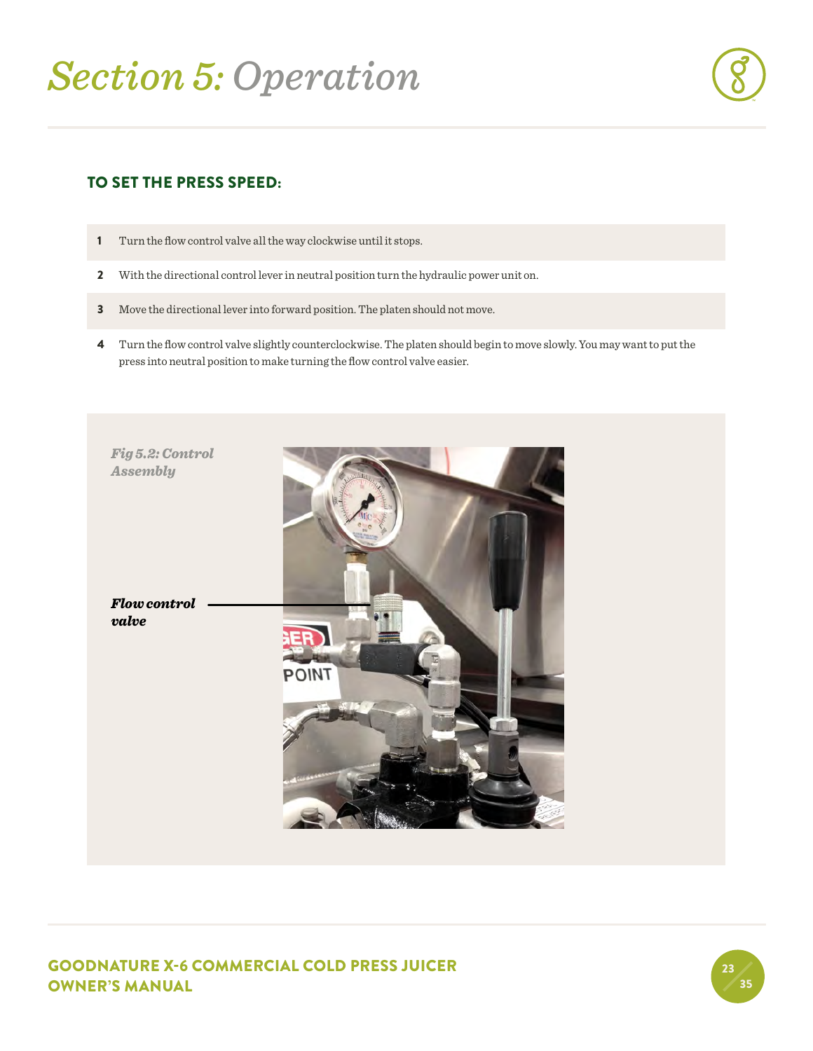# Section 5: Operation

### TO SET THE PRESS SPEED:

1. Turn the flow control valve all the way clockwise until it stops.
2. With the directional control lever in neutral position turn the hydraulic power unit on.
3. Move the directional lever into forward position. The platen should not move.
4. Turn the flow control valve slightly counterclockwise. The platen should begin to move slowly. You may want to put the press into neutral position to make turning the flow control valve easier.

*Fig 5.2: Control Assembly*

***Flow control valve***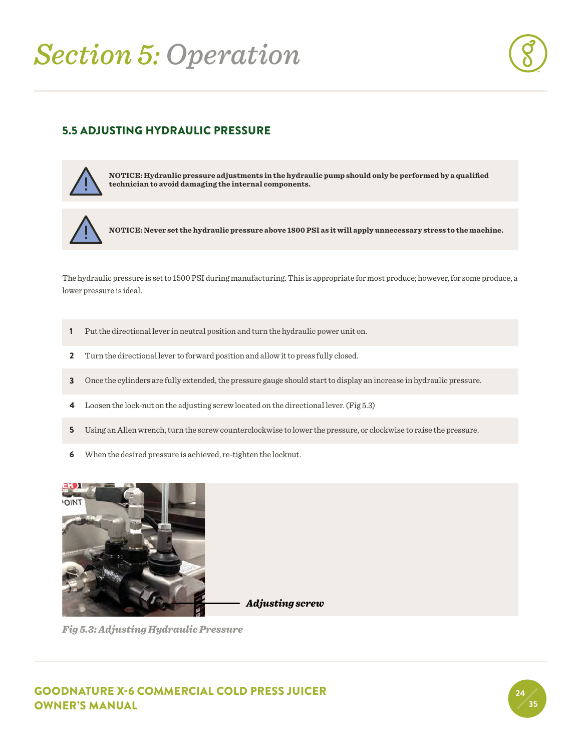# Section 5: Operation

## 5.5 ADJUSTING HYDRAULIC PRESSURE

**NOTICE: Hydraulic pressure adjustments in the hydraulic pump should only be performed by a qualified technician to avoid damaging the internal components.**

**NOTICE: Never set the hydraulic pressure above 1800 PSI as it will apply unnecessary stress to the machine.**

The hydraulic pressure is set to 1500 PSI during manufacturing. This is appropriate for most produce; however, for some produce, a lower pressure is ideal.

1. Put the directional lever in neutral position and turn the hydraulic power unit on.
2. Turn the directional lever to forward position and allow it to press fully closed.
3. Once the cylinders are fully extended, the pressure gauge should start to display an increase in hydraulic pressure.
4. Loosen the lock-nut on the adjusting screw located on the directional lever. (Fig 5.3)
5. Using an Allen wrench, turn the screw counterclockwise to lower the pressure, or clockwise to raise the pressure.
6. When the desired pressure is achieved, re-tighten the locknut.

***Adjusting screw***

***Fig 5.3: Adjusting Hydraulic Pressure***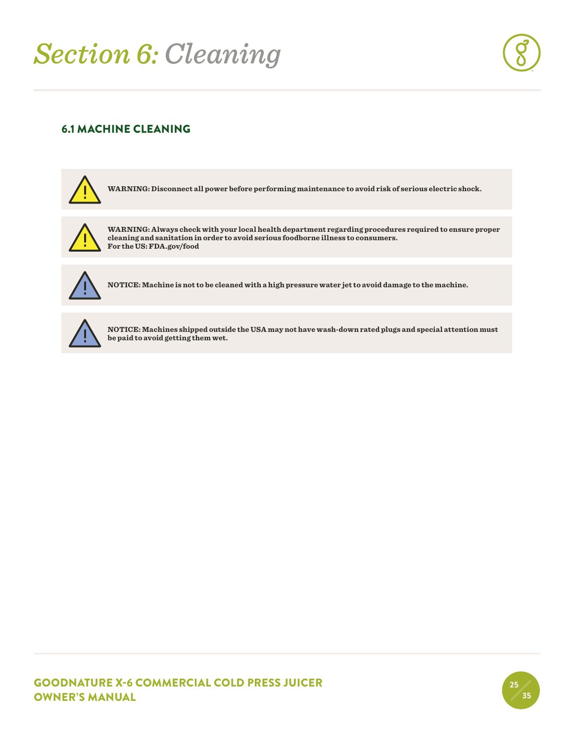# *Section 6: Cleaning*

## 6.1 MACHINE CLEANING

**WARNING: Disconnect all power before performing maintenance to avoid risk of serious electric shock.**

**WARNING: Always check with your local health department regarding procedures required to ensure proper cleaning and sanitation in order to avoid serious foodborne illness to consumers.**
**For the US: FDA.gov/food**

**NOTICE: Machine is not to be cleaned with a high pressure water jet to avoid damage to the machine.**

**NOTICE: Machines shipped outside the USA may not have wash-down rated plugs and special attention must be paid to avoid getting them wet.**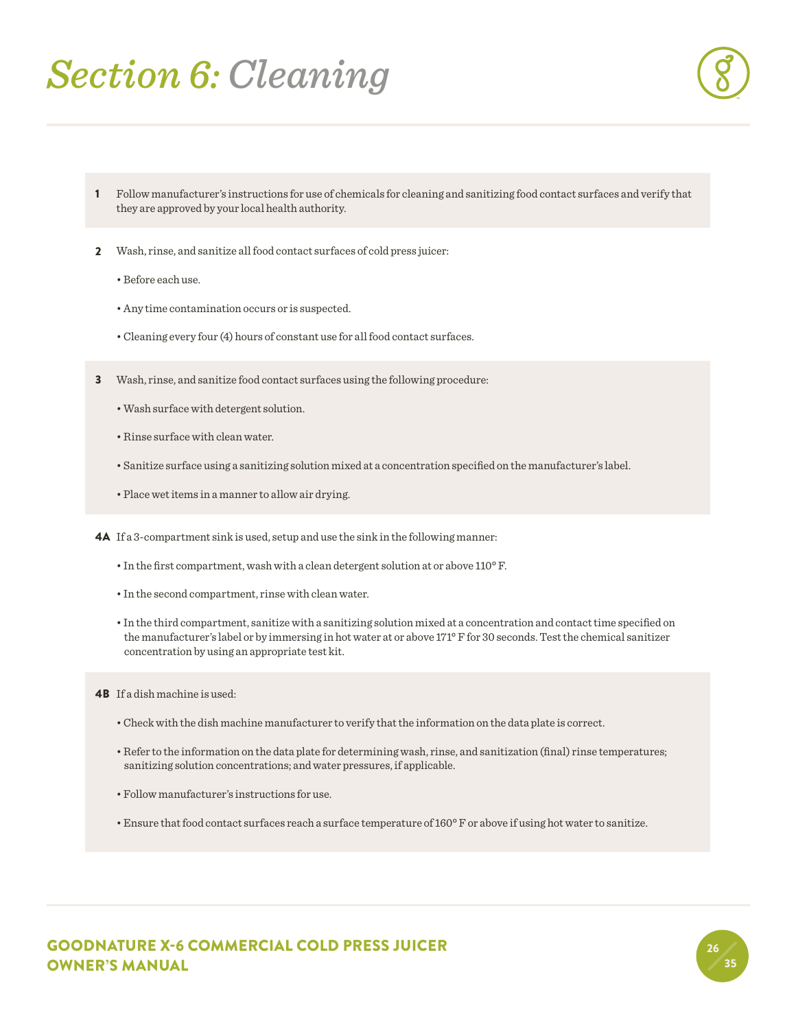# *Section 6: Cleaning*

**1** Follow manufacturer's instructions for use of chemicals for cleaning and sanitizing food contact surfaces and verify that they are approved by your local health authority.

**2** Wash, rinse, and sanitize all food contact surfaces of cold press juicer:

- Before each use.
- Any time contamination occurs or is suspected.
- Cleaning every four (4) hours of constant use for all food contact surfaces.

**3** Wash, rinse, and sanitize food contact surfaces using the following procedure:

- Wash surface with detergent solution.
- Rinse surface with clean water.
- Sanitize surface using a sanitizing solution mixed at a concentration specified on the manufacturer's label.
- Place wet items in a manner to allow air drying.

**4A** If a 3-compartment sink is used, setup and use the sink in the following manner:

- In the first compartment, wash with a clean detergent solution at or above 110° F.
- In the second compartment, rinse with clean water.
- In the third compartment, sanitize with a sanitizing solution mixed at a concentration and contact time specified on the manufacturer's label or by immersing in hot water at or above 171° F for 30 seconds. Test the chemical sanitizer concentration by using an appropriate test kit.

**4B** If a dish machine is used:

- Check with the dish machine manufacturer to verify that the information on the data plate is correct.
- Refer to the information on the data plate for determining wash, rinse, and sanitization (final) rinse temperatures; sanitizing solution concentrations; and water pressures, if applicable.
- Follow manufacturer's instructions for use.
- Ensure that food contact surfaces reach a surface temperature of 160° F or above if using hot water to sanitize.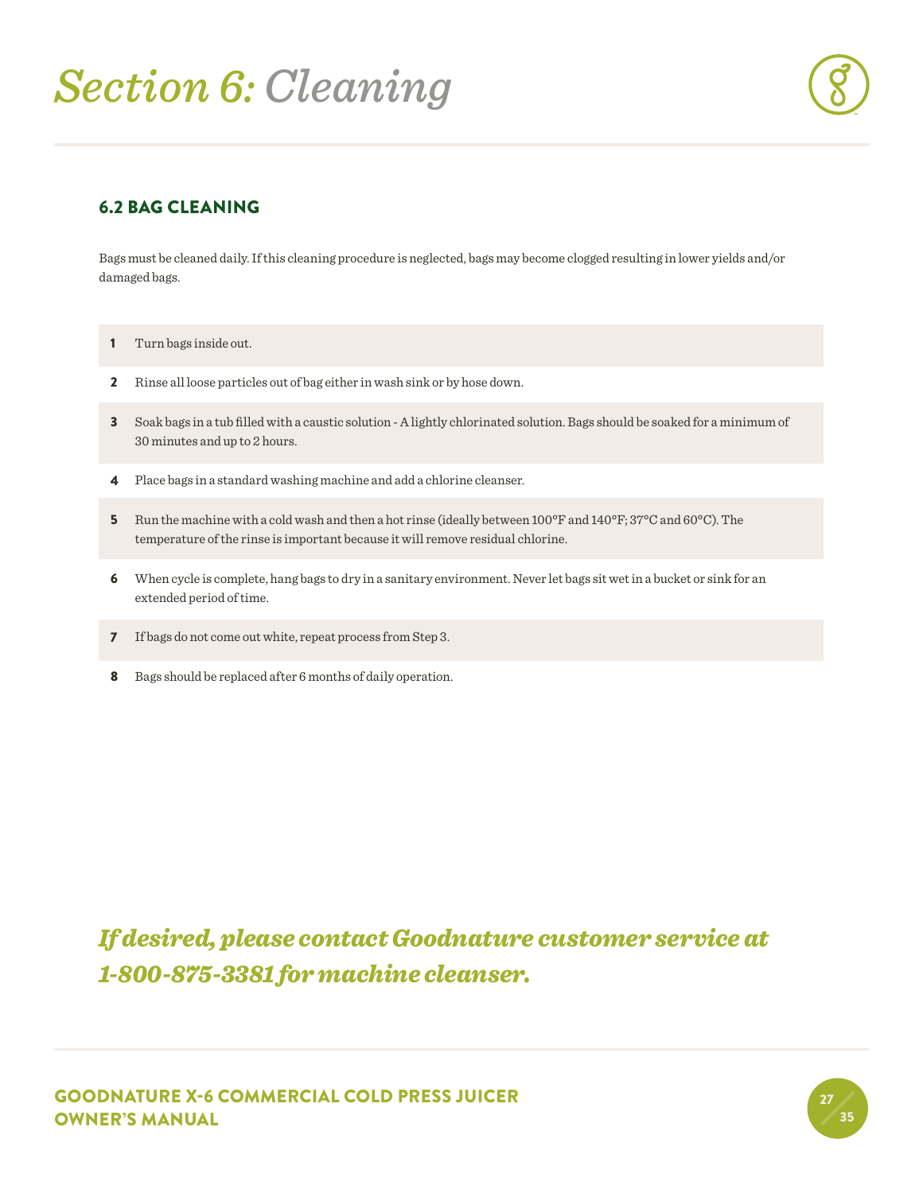# *Section 6: Cleaning*

### 6.2 BAG CLEANING

Bags must be cleaned daily. If this cleaning procedure is neglected, bags may become clogged resulting in lower yields and/or damaged bags.

1. Turn bags inside out.
2. Rinse all loose particles out of bag either in wash sink or by hose down.
3. Soak bags in a tub filled with a caustic solution - A lightly chlorinated solution. Bags should be soaked for a minimum of 30 minutes and up to 2 hours.
4. Place bags in a standard washing machine and add a chlorine cleanser.
5. Run the machine with a cold wash and then a hot rinse (ideally between 100°F and 140°F; 37°C and 60°C). The temperature of the rinse is important because it will remove residual chlorine.
6. When cycle is complete, hang bags to dry in a sanitary environment. Never let bags sit wet in a bucket or sink for an extended period of time.
7. If bags do not come out white, repeat process from Step 3.
8. Bags should be replaced after 6 months of daily operation.

***If desired, please contact Goodnature customer service at 1-800-875-3381 for machine cleanser.***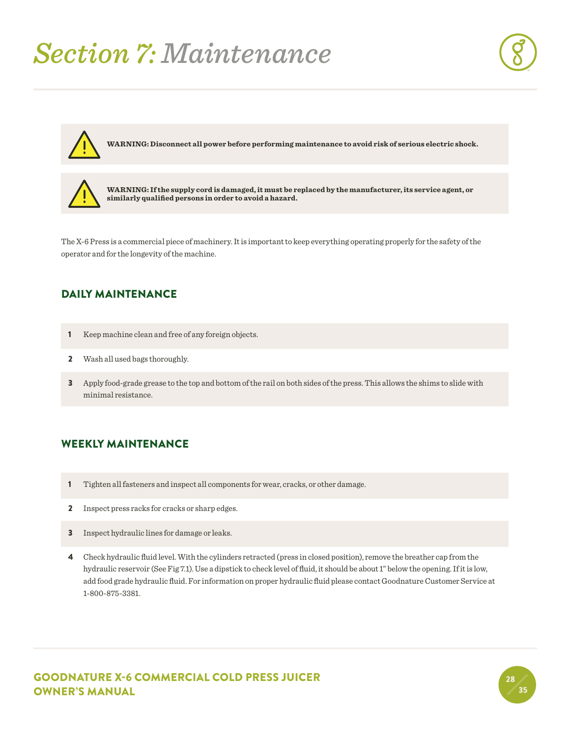# *Section 7: Maintenance*

> **WARNING: Disconnect all power before performing maintenance to avoid risk of serious electric shock.**

> **WARNING: If the supply cord is damaged, it must be replaced by the manufacturer, its service agent, or similarly qualified persons in order to avoid a hazard.**

The X-6 Press is a commercial piece of machinery. It is important to keep everything operating properly for the safety of the operator and for the longevity of the machine.

## DAILY MAINTENANCE

1. Keep machine clean and free of any foreign objects.
2. Wash all used bags thoroughly.
3. Apply food-grade grease to the top and bottom of the rail on both sides of the press. This allows the shims to slide with minimal resistance.

## WEEKLY MAINTENANCE

1. Tighten all fasteners and inspect all components for wear, cracks, or other damage.
2. Inspect press racks for cracks or sharp edges.
3. Inspect hydraulic lines for damage or leaks.
4. Check hydraulic fluid level. With the cylinders retracted (press in closed position), remove the breather cap from the hydraulic reservoir (See Fig 7.1). Use a dipstick to check level of fluid, it should be about 1" below the opening. If it is low, add food grade hydraulic fluid. For information on proper hydraulic fluid please contact Goodnature Customer Service at 1-800-875-3381.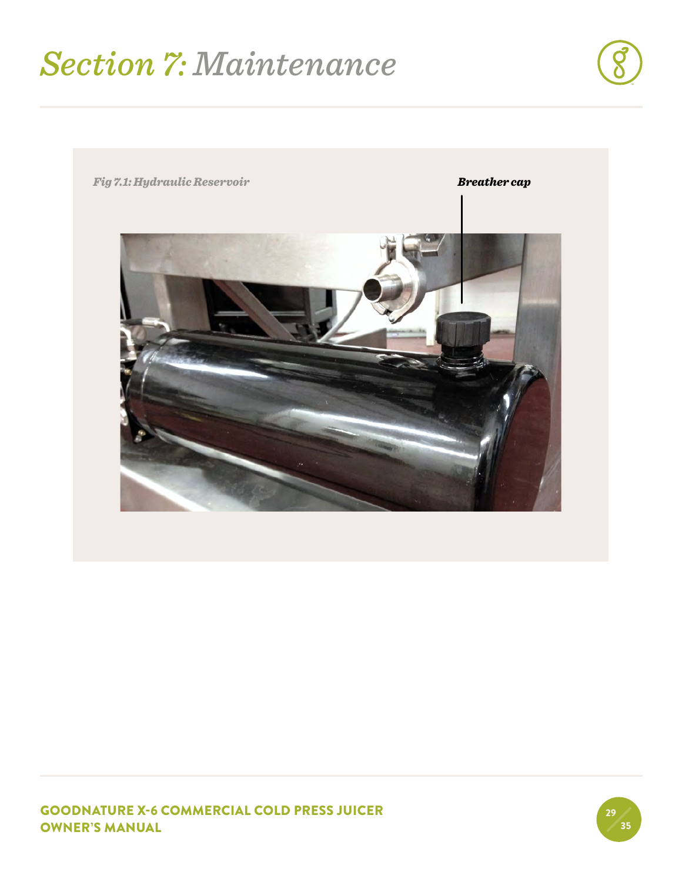# *Section 7: Maintenance*

*Fig 7.1: Hydraulic Reservoir*

***Breather cap***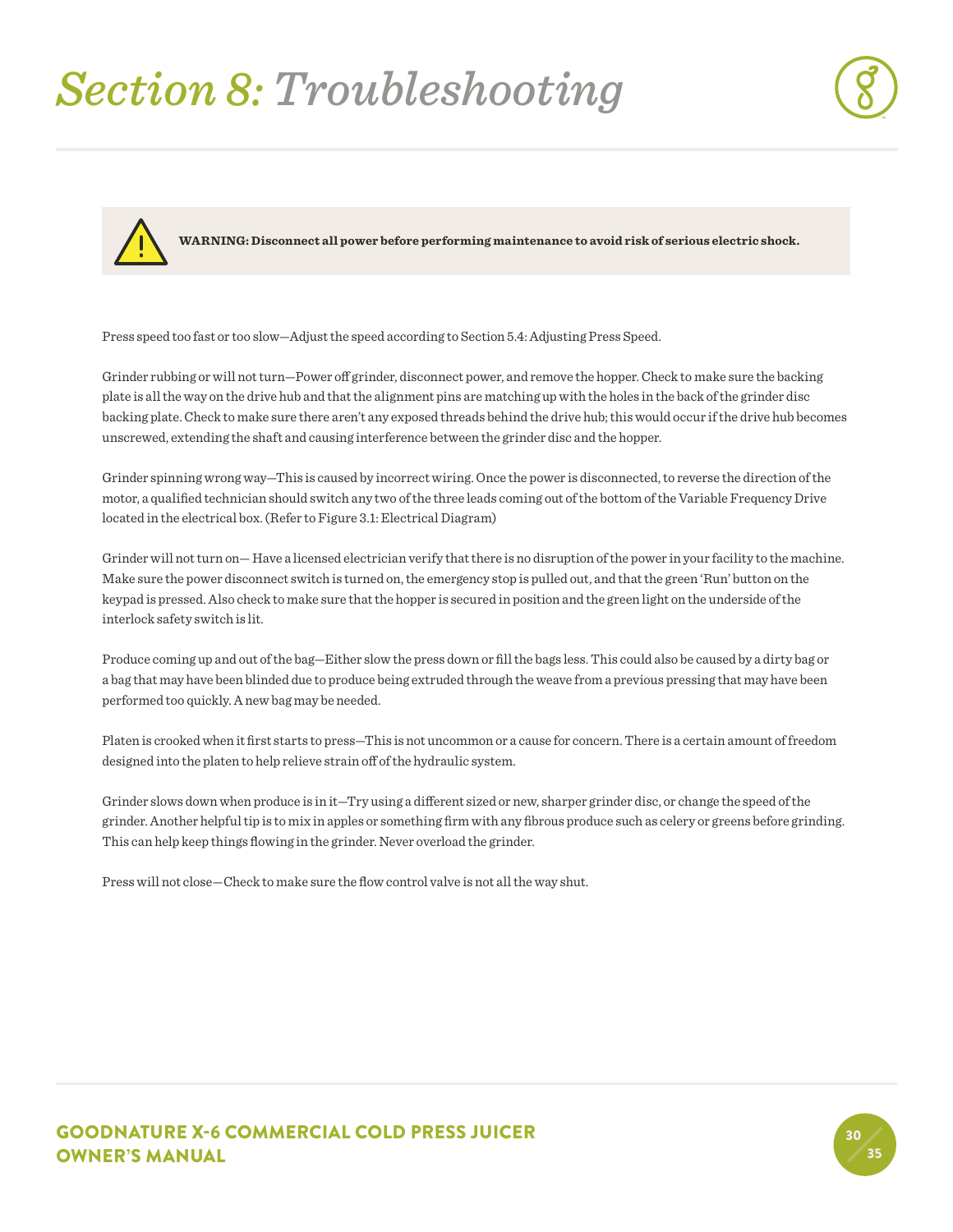# *Section 8:* Troubleshooting

**WARNING: Disconnect all power before performing maintenance to avoid risk of serious electric shock.**

Press speed too fast or too slow—Adjust the speed according to Section 5.4: Adjusting Press Speed.

Grinder rubbing or will not turn—Power off grinder, disconnect power, and remove the hopper. Check to make sure the backing plate is all the way on the drive hub and that the alignment pins are matching up with the holes in the back of the grinder disc backing plate. Check to make sure there aren't any exposed threads behind the drive hub; this would occur if the drive hub becomes unscrewed, extending the shaft and causing interference between the grinder disc and the hopper.

Grinder spinning wrong way—This is caused by incorrect wiring. Once the power is disconnected, to reverse the direction of the motor, a qualified technician should switch any two of the three leads coming out of the bottom of the Variable Frequency Drive located in the electrical box. (Refer to Figure 3.1: Electrical Diagram)

Grinder will not turn on— Have a licensed electrician verify that there is no disruption of the power in your facility to the machine. Make sure the power disconnect switch is turned on, the emergency stop is pulled out, and that the green 'Run' button on the keypad is pressed. Also check to make sure that the hopper is secured in position and the green light on the underside of the interlock safety switch is lit.

Produce coming up and out of the bag—Either slow the press down or fill the bags less. This could also be caused by a dirty bag or a bag that may have been blinded due to produce being extruded through the weave from a previous pressing that may have been performed too quickly. A new bag may be needed.

Platen is crooked when it first starts to press—This is not uncommon or a cause for concern. There is a certain amount of freedom designed into the platen to help relieve strain off of the hydraulic system.

Grinder slows down when produce is in it—Try using a different sized or new, sharper grinder disc, or change the speed of the grinder. Another helpful tip is to mix in apples or something firm with any fibrous produce such as celery or greens before grinding. This can help keep things flowing in the grinder. Never overload the grinder.

Press will not close—Check to make sure the flow control valve is not all the way shut.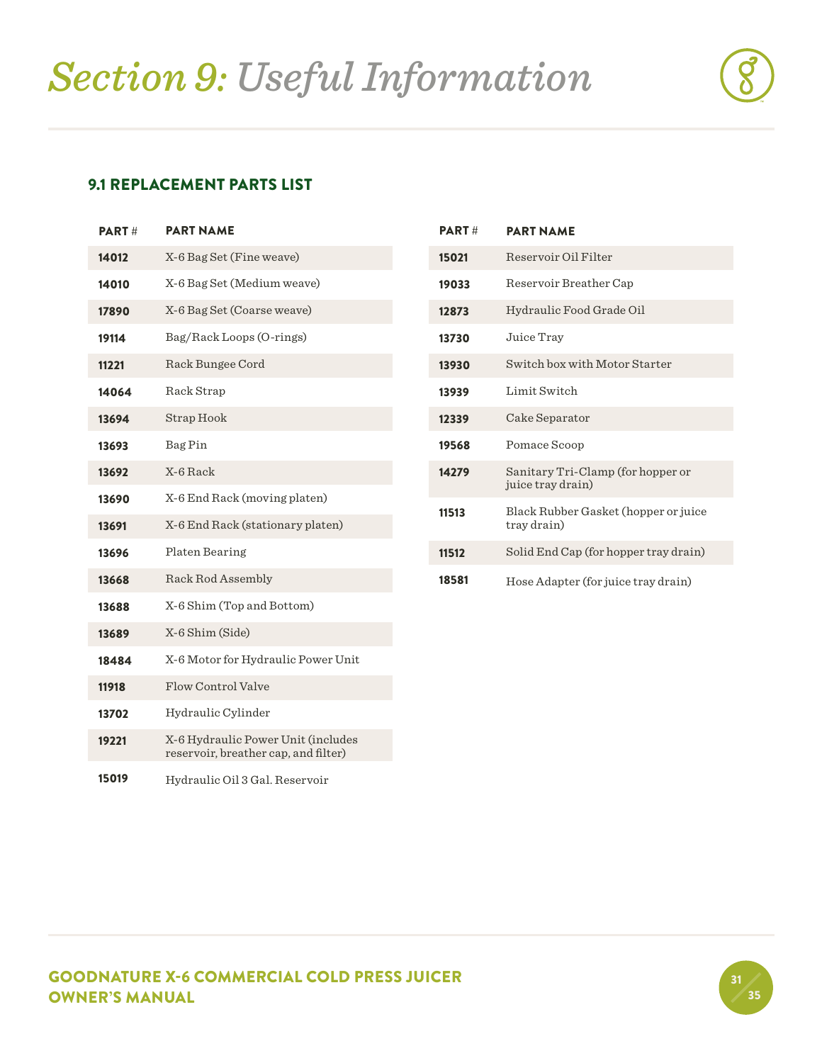# *Section 9: Useful Information*

## 9.1 REPLACEMENT PARTS LIST

| PART # | PART NAME |
|---|---|
| 14012 | X-6 Bag Set (Fine weave) |
| 14010 | X-6 Bag Set (Medium weave) |
| 17890 | X-6 Bag Set (Coarse weave) |
| 19114 | Bag/Rack Loops (O-rings) |
| 11221 | Rack Bungee Cord |
| 14064 | Rack Strap |
| 13694 | Strap Hook |
| 13693 | Bag Pin |
| 13692 | X-6 Rack |
| 13690 | X-6 End Rack (moving platen) |
| 13691 | X-6 End Rack (stationary platen) |
| 13696 | Platen Bearing |
| 13668 | Rack Rod Assembly |
| 13688 | X-6 Shim (Top and Bottom) |
| 13689 | X-6 Shim (Side) |
| 18484 | X-6 Motor for Hydraulic Power Unit |
| 11918 | Flow Control Valve |
| 13702 | Hydraulic Cylinder |
| 19221 | X-6 Hydraulic Power Unit (includes reservoir, breather cap, and filter) |
| 15019 | Hydraulic Oil 3 Gal. Reservoir |

| PART # | PART NAME |
|---|---|
| 15021 | Reservoir Oil Filter |
| 19033 | Reservoir Breather Cap |
| 12873 | Hydraulic Food Grade Oil |
| 13730 | Juice Tray |
| 13930 | Switch box with Motor Starter |
| 13939 | Limit Switch |
| 12339 | Cake Separator |
| 19568 | Pomace Scoop |
| 14279 | Sanitary Tri-Clamp (for hopper or juice tray drain) |
| 11513 | Black Rubber Gasket (hopper or juice tray drain) |
| 11512 | Solid End Cap (for hopper tray drain) |
| 18581 | Hose Adapter (for juice tray drain) |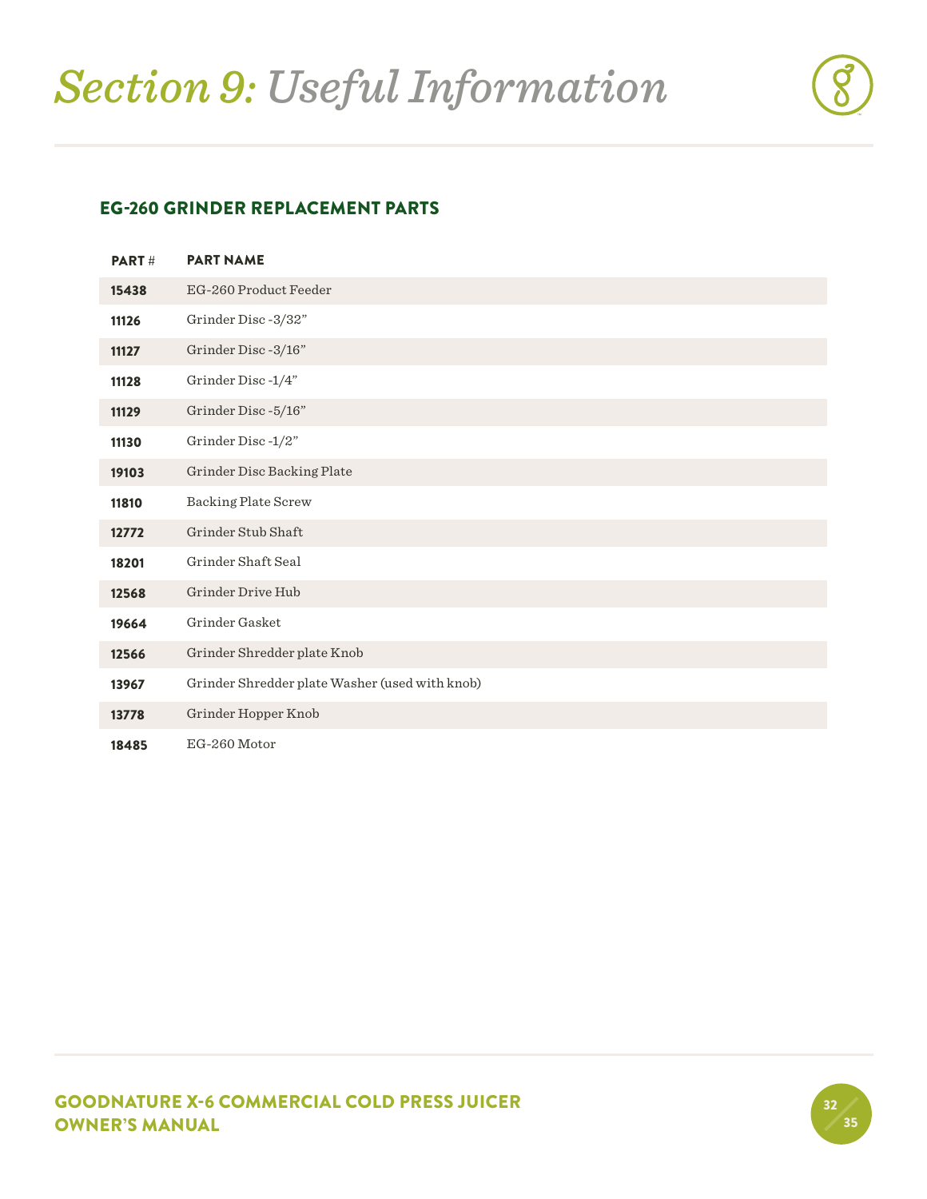# *Section 9: Useful Information*

## EG-260 GRINDER REPLACEMENT PARTS

| PART # | PART NAME |
|---|---|
| **15438** | EG-260 Product Feeder |
| **11126** | Grinder Disc -3/32” |
| **11127** | Grinder Disc -3/16” |
| **11128** | Grinder Disc -1/4” |
| **11129** | Grinder Disc -5/16” |
| **11130** | Grinder Disc -1/2” |
| **19103** | Grinder Disc Backing Plate |
| **11810** | Backing Plate Screw |
| **12772** | Grinder Stub Shaft |
| **18201** | Grinder Shaft Seal |
| **12568** | Grinder Drive Hub |
| **19664** | Grinder Gasket |
| **12566** | Grinder Shredder plate Knob |
| **13967** | Grinder Shredder plate Washer (used with knob) |
| **13778** | Grinder Hopper Knob |
| **18485** | EG-260 Motor |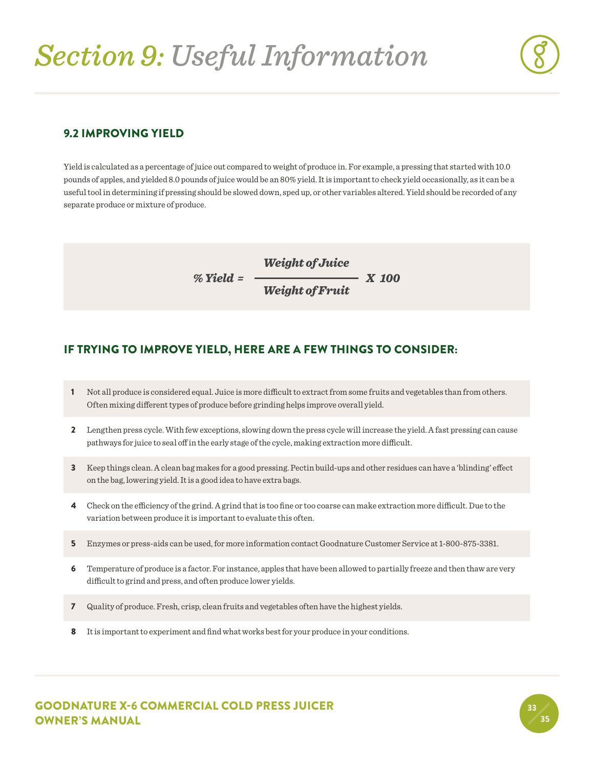# *Section 9: Useful Information*

## 9.2 IMPROVING YIELD

Yield is calculated as a percentage of juice out compared to weight of produce in. For example, a pressing that started with 10.0 pounds of apples, and yielded 8.0 pounds of juice would be an 80% yield. It is important to check yield occasionally, as it can be a useful tool in determining if pressing should be slowed down, sped up, or other variables altered. Yield should be recorded of any separate produce or mixture of produce.

$$\%\ Yield = \frac{\text{Weight of Juice}}{\text{Weight of Fruit}} \times 100$$

## IF TRYING TO IMPROVE YIELD, HERE ARE A FEW THINGS TO CONSIDER:

1. Not all produce is considered equal. Juice is more difficult to extract from some fruits and vegetables than from others. Often mixing different types of produce before grinding helps improve overall yield.
2. Lengthen press cycle. With few exceptions, slowing down the press cycle will increase the yield. A fast pressing can cause pathways for juice to seal off in the early stage of the cycle, making extraction more difficult.
3. Keep things clean. A clean bag makes for a good pressing. Pectin build-ups and other residues can have a 'blinding' effect on the bag, lowering yield. It is a good idea to have extra bags.
4. Check on the efficiency of the grind. A grind that is too fine or too coarse can make extraction more difficult. Due to the variation between produce it is important to evaluate this often.
5. Enzymes or press-aids can be used, for more information contact Goodnature Customer Service at 1-800-875-3381.
6. Temperature of produce is a factor. For instance, apples that have been allowed to partially freeze and then thaw are very difficult to grind and press, and often produce lower yields.
7. Quality of produce. Fresh, crisp, clean fruits and vegetables often have the highest yields.
8. It is important to experiment and find what works best for your produce in your conditions.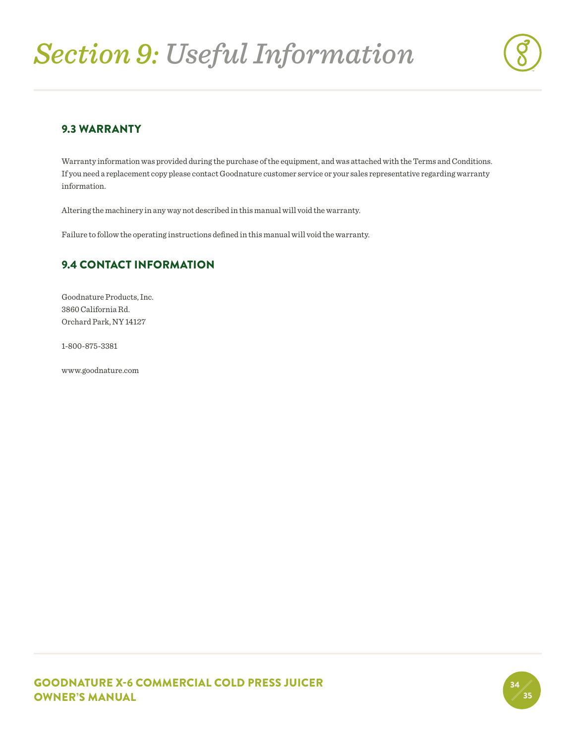# Section 9: Useful Information

## 9.3 WARRANTY

Warranty information was provided during the purchase of the equipment, and was attached with the Terms and Conditions. If you need a replacement copy please contact Goodnature customer service or your sales representative regarding warranty information.

Altering the machinery in any way not described in this manual will void the warranty.

Failure to follow the operating instructions defined in this manual will void the warranty.

## 9.4 CONTACT INFORMATION

Goodnature Products, Inc.
3860 California Rd.
Orchard Park, NY 14127

1-800-875-3381

www.goodnature.com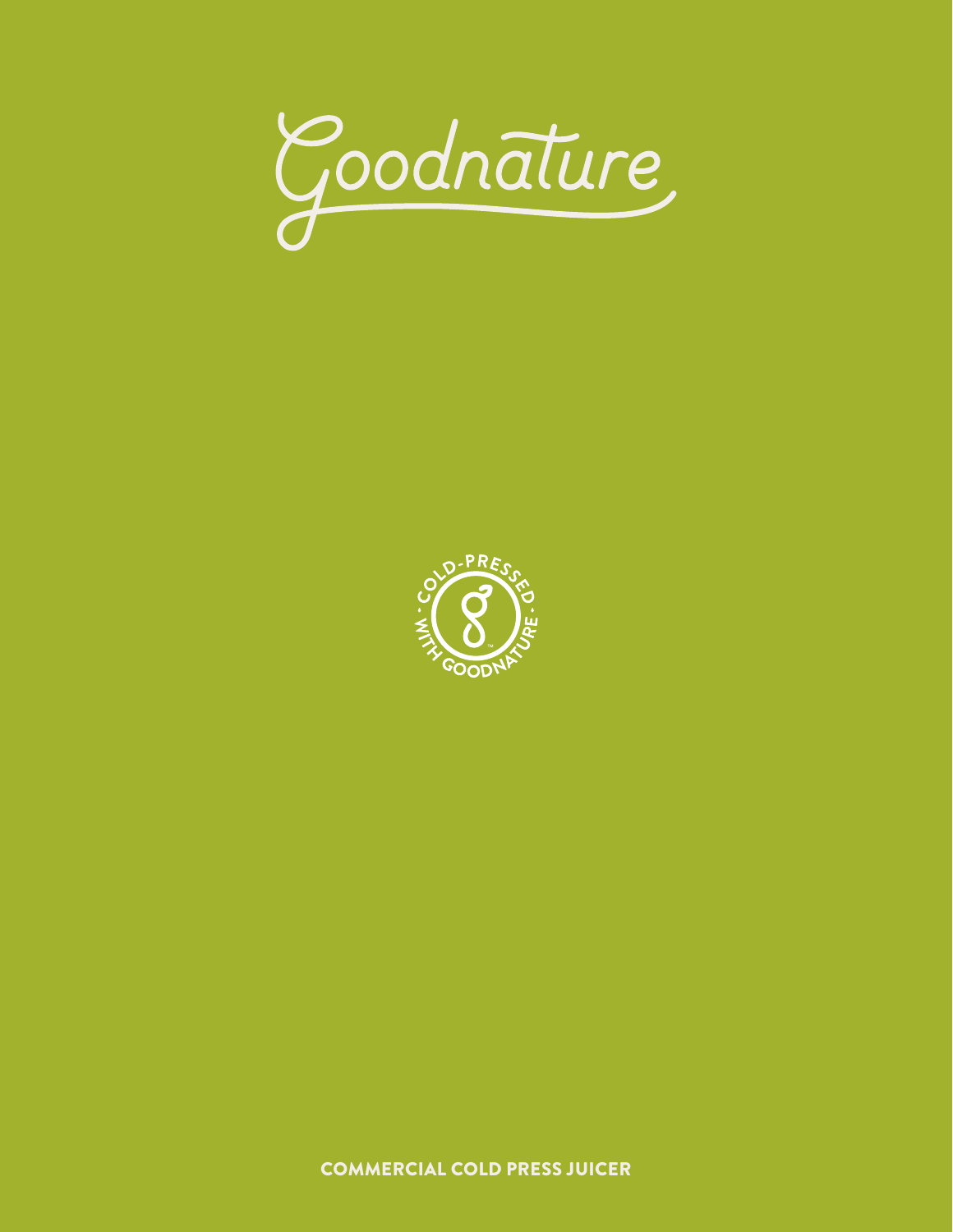Goodnature

COLD-PRESSED WITH GOODNATURE

COMMERCIAL COLD PRESS JUICER